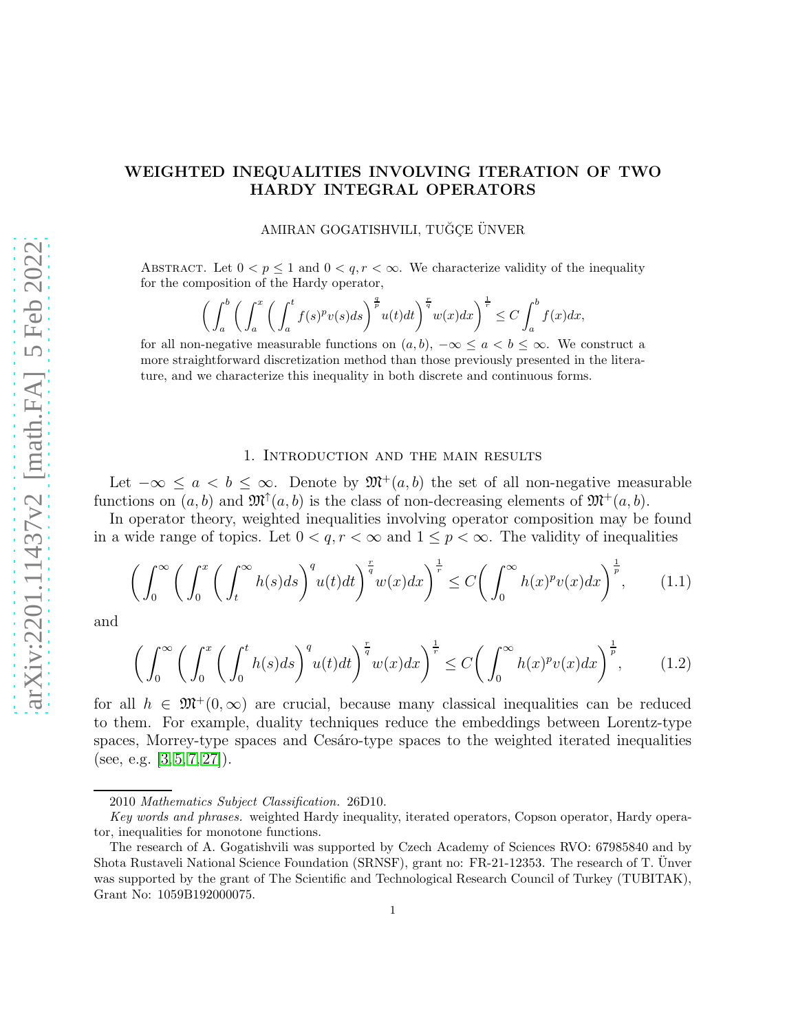# WEIGHTED INEQUALITIES INVOLVING ITERATION OF TWO HARDY INTEGRAL OPERATORS

AMIRAN GOGATISHVILI, TUĞÇE ÜNVER

Abstract. Let $0 < p \leq 1$ and $0 < q, r < \infty$. We characterize validity of the inequality for the composition of the Hardy operator,

$$\bigg( \int_a^b \bigg( \int_a^x \bigg( \int_a^t f(s)^p v(s) ds \bigg)^{\frac{q}{p}} u(t) dt \bigg)^{\frac{r}{q}} w(x) dx \bigg)^{\frac{1}{r}} \leq C \int_a^b f(x) dx,$$

for all non-negative measurable functions on $(a,b)$, $-\infty \leq a < b \leq \infty$. We construct a more straightforward discretization method than those previously presented in the literature, and we characterize this inequality in both discrete and continuous forms.

## 1. Introduction and the main results

Let $-\infty \leq a < b \leq \infty$. Denote by $\mathfrak{M}^+(a,b)$ the set of all non-negative measurable functions on $(a,b)$ and $\mathfrak{M}^\uparrow(a,b)$ is the class of non-decreasing elements of $\mathfrak{M}^+(a,b)$.

In operator theory, weighted inequalities involving operator composition may be found in a wide range of topics. Let $0 < q, r < \infty$ and $1 \leq p < \infty$. The validity of inequalities

$$\bigg( \int_0^\infty \bigg( \int_0^x \bigg( \int_t^\infty h(s) ds \bigg)^q u(t) dt \bigg)^{\frac{r}{q}} w(x) dx \bigg)^{\frac{1}{r}} \leq C \bigg( \int_0^\infty h(x)^p v(x) dx \bigg)^{\frac{1}{p}}, \tag{1.1}$$

and

$$\bigg( \int_0^\infty \bigg( \int_0^x \bigg( \int_0^t h(s) ds \bigg)^q u(t) dt \bigg)^{\frac{r}{q}} w(x) dx \bigg)^{\frac{1}{r}} \leq C \bigg( \int_0^\infty h(x)^p v(x) dx \bigg)^{\frac{1}{p}}, \tag{1.2}$$

for all $h \in \mathfrak{M}^+(0,\infty)$ are crucial, because many classical inequalities can be reduced to them. For example, duality techniques reduce the embeddings between Lorentz-type spaces, Morrey-type spaces and Cesáro-type spaces to the weighted iterated inequalities (see, e.g. [3, 5, 7, 27]).

---

2010 *Mathematics Subject Classification.* 26D10.

*Key words and phrases.* weighted Hardy inequality, iterated operators, Copson operator, Hardy operator, inequalities for monotone functions.

The research of A. Gogatishvili was supported by Czech Academy of Sciences RVO: 67985840 and by Shota Rustaveli National Science Foundation (SRNSF), grant no: FR-21-12353. The research of T. Ünver was supported by the grant of The Scientific and Technological Research Council of Turkey (TUBITAK), Grant No: 1059B192000075.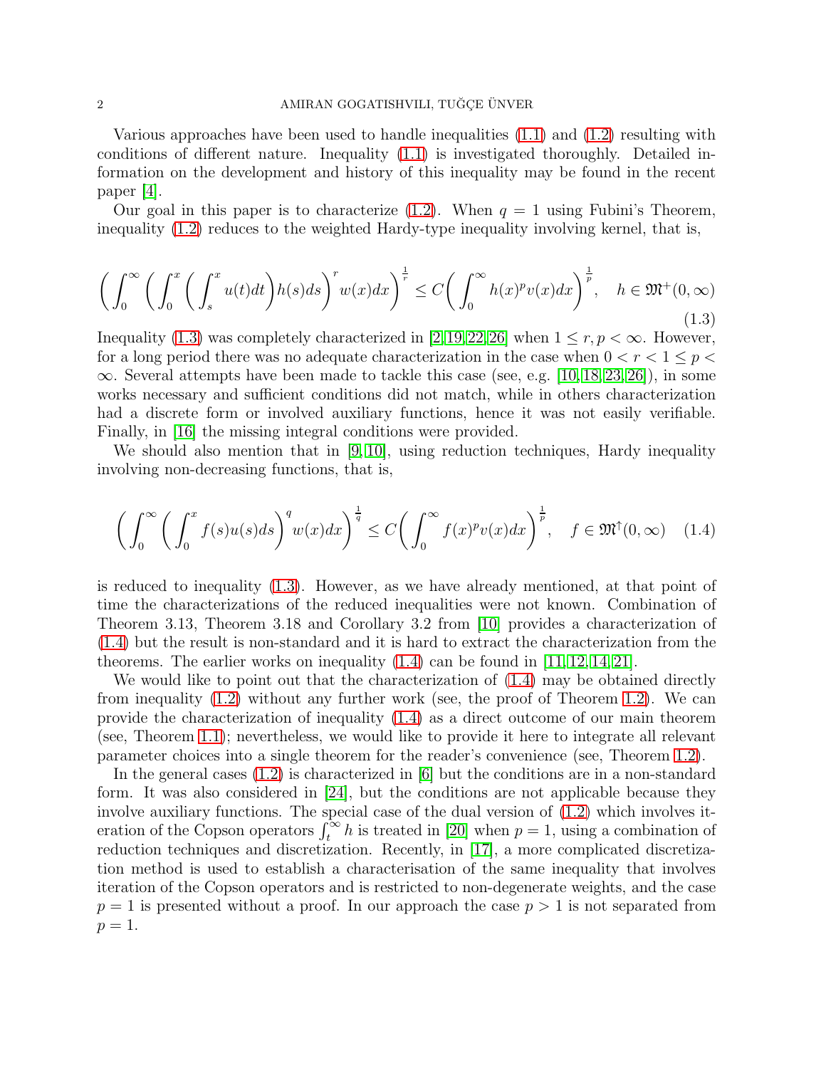Various approaches have been used to handle inequalities (1.1) and (1.2) resulting with conditions of different nature. Inequality (1.1) is investigated thoroughly. Detailed information on the development and history of this inequality may be found in the recent paper [4].

Our goal in this paper is to characterize (1.2). When $q = 1$ using Fubini's Theorem, inequality (1.2) reduces to the weighted Hardy-type inequality involving kernel, that is,

$$\bigg( \int_0^\infty \bigg( \int_0^x \bigg( \int_s^x u(t)dt \bigg) h(s) ds \bigg)^r w(x) dx \bigg)^{\frac{1}{r}} \leq C \bigg( \int_0^\infty h(x)^p v(x) dx \bigg)^{\frac{1}{p}}, \quad h \in \mathfrak{M}^+(0,\infty) \tag{1.3}$$

Inequality (1.3) was completely characterized in [2,19,22,26] when $1 \leq r, p < \infty$. However, for a long period there was no adequate characterization in the case when $0 < r < 1 \leq p < \infty$. Several attempts have been made to tackle this case (see, e.g. [10,18,23,26]), in some works necessary and sufficient conditions did not match, while in others characterization had a discrete form or involved auxiliary functions, hence it was not easily verifiable. Finally, in [16] the missing integral conditions were provided.

We should also mention that in [9,10], using reduction techniques, Hardy inequality involving non-decreasing functions, that is,

$$\bigg( \int_0^\infty \bigg( \int_0^x f(s) u(s) ds \bigg)^q w(x) dx \bigg)^{\frac{1}{q}} \leq C \bigg( \int_0^\infty f(x)^p v(x) dx \bigg)^{\frac{1}{p}}, \quad f \in \mathfrak{M}^\uparrow(0,\infty) \tag{1.4}$$

is reduced to inequality (1.3). However, as we have already mentioned, at that point of time the characterizations of the reduced inequalities were not known. Combination of Theorem 3.13, Theorem 3.18 and Corollary 3.2 from [10] provides a characterization of (1.4) but the result is non-standard and it is hard to extract the characterization from the theorems. The earlier works on inequality (1.4) can be found in [11,12,14,21].

We would like to point out that the characterization of (1.4) may be obtained directly from inequality (1.2) without any further work (see, the proof of Theorem 1.2). We can provide the characterization of inequality (1.4) as a direct outcome of our main theorem (see, Theorem 1.1); nevertheless, we would like to provide it here to integrate all relevant parameter choices into a single theorem for the reader's convenience (see, Theorem 1.2).

In the general cases (1.2) is characterized in [6] but the conditions are in a non-standard form. It was also considered in [24], but the conditions are not applicable because they involve auxiliary functions. The special case of the dual version of (1.2) which involves iteration of the Copson operators $\int_t^\infty h$ is treated in [20] when $p = 1$, using a combination of reduction techniques and discretization. Recently, in [17], a more complicated discretization method is used to establish a characterisation of the same inequality that involves iteration of the Copson operators and is restricted to non-degenerate weights, and the case $p = 1$ is presented without a proof. In our approach the case $p > 1$ is not separated from $p = 1$.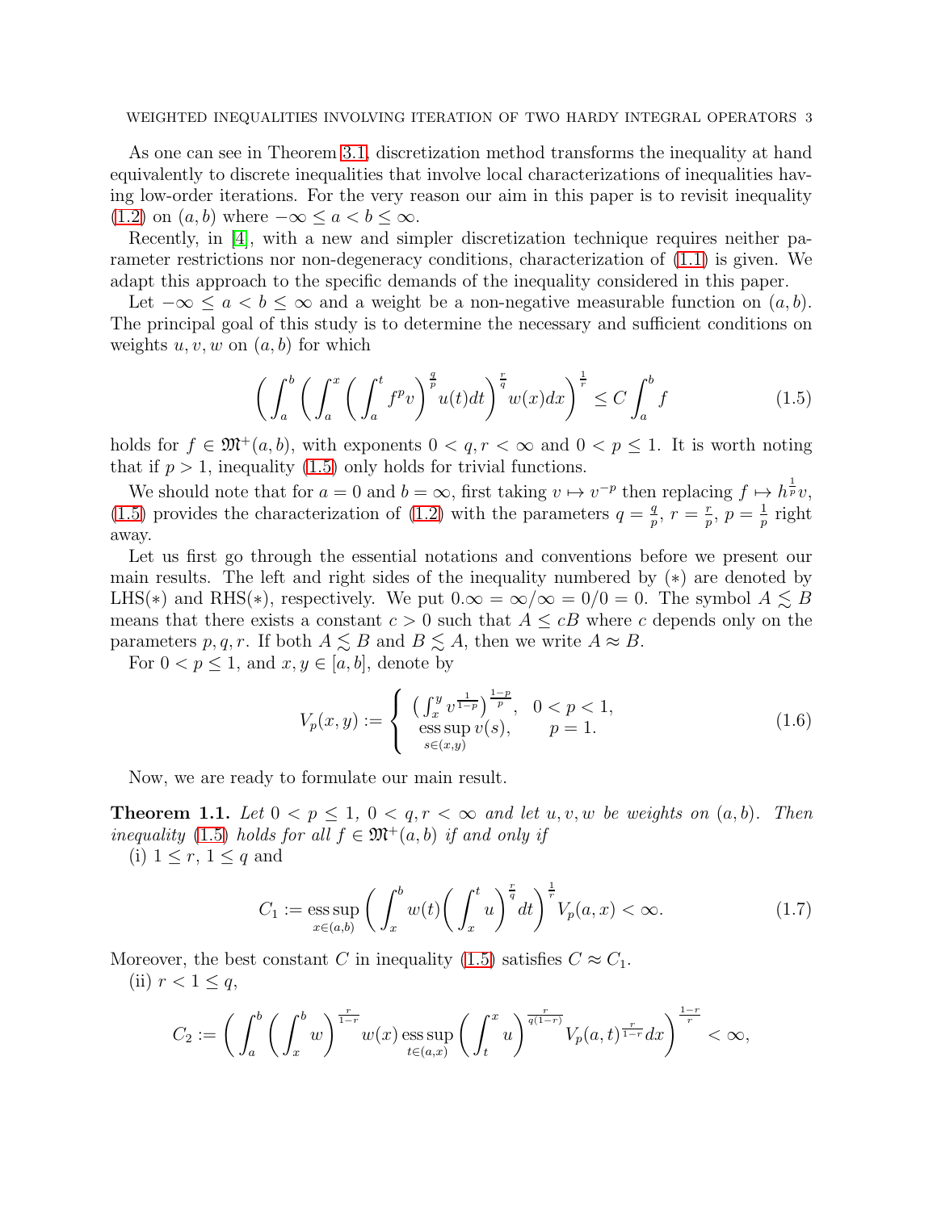As one can see in Theorem 3.1, discretization method transforms the inequality at hand equivalently to discrete inequalities that involve local characterizations of inequalities having low-order iterations. For the very reason our aim in this paper is to revisit inequality (1.2) on $(a,b)$ where $-\infty \le a < b \le \infty$.

Recently, in [4], with a new and simpler discretization technique requires neither parameter restrictions nor non-degeneracy conditions, characterization of (1.1) is given. We adapt this approach to the specific demands of the inequality considered in this paper.

Let $-\infty \le a < b \le \infty$ and a weight be a non-negative measurable function on $(a,b)$. The principal goal of this study is to determine the necessary and sufficient conditions on weights $u, v, w$ on $(a,b)$ for which

$$\left( \int_a^b \left( \int_a^x \left( \int_a^t f^p v \right)^{\frac{q}{p}} u(t) dt \right)^{\frac{r}{q}} w(x) dx \right)^{\frac{1}{r}} \le C \int_a^b f \tag{1.5}$$

holds for $f \in \mathfrak{M}^+(a,b)$, with exponents $0 < q, r < \infty$ and $0 < p \le 1$. It is worth noting that if $p > 1$, inequality (1.5) only holds for trivial functions.

We should note that for $a = 0$ and $b = \infty$, first taking $v \mapsto v^{-p}$ then replacing $f \mapsto h^{\frac{1}{p}} v$, (1.5) provides the characterization of (1.2) with the parameters $q = \frac{q}{p}$, $r = \frac{r}{p}$, $p = \frac{1}{p}$ right away.

Let us first go through the essential notations and conventions before we present our main results. The left and right sides of the inequality numbered by $(*)$ are denoted by LHS$(*)$ and RHS$(*)$, respectively. We put $0.\infty = \infty/\infty = 0/0 = 0$. The symbol $A \lesssim B$ means that there exists a constant $c > 0$ such that $A \le cB$ where $c$ depends only on the parameters $p, q, r$. If both $A \lesssim B$ and $B \lesssim A$, then we write $A \approx B$.

For $0 < p \le 1$, and $x, y \in [a,b]$, denote by

$$V_p(x,y) := \begin{cases} \left( \int_x^y v^{\frac{1}{1-p}} \right)^{\frac{1-p}{p}}, & 0 < p < 1, \\ \operatorname*{ess\,sup}_{s \in (x,y)} v(s), & p = 1. \end{cases} \tag{1.6}$$

Now, we are ready to formulate our main result.

**Theorem 1.1.** *Let $0 < p \le 1$, $0 < q, r < \infty$ and let $u, v, w$ be weights on $(a,b)$. Then inequality (1.5) holds for all $f \in \mathfrak{M}^+(a,b)$ if and only if*

(i) $1 \le r$, $1 \le q$ and

$$C_1 := \operatorname*{ess\,sup}_{x \in (a,b)} \left( \int_x^b w(t) \bigg( \int_x^t u \bigg)^{\frac{r}{q}} dt \right)^{\frac{1}{r}} V_p(a,x) < \infty. \tag{1.7}$$

Moreover, the best constant $C$ in inequality (1.5) satisfies $C \approx C_1$.

(ii) $r < 1 \le q$,

$$C_2 := \left( \int_a^b \left( \int_x^b w \right)^{\frac{r}{1-r}} w(x) \operatorname*{ess\,sup}_{t \in (a,x)} \left( \int_t^x u \right)^{\frac{r}{q(1-r)}} V_p(a,t)^{\frac{r}{1-r}} dx \right)^{\frac{1-r}{r}} < \infty,$$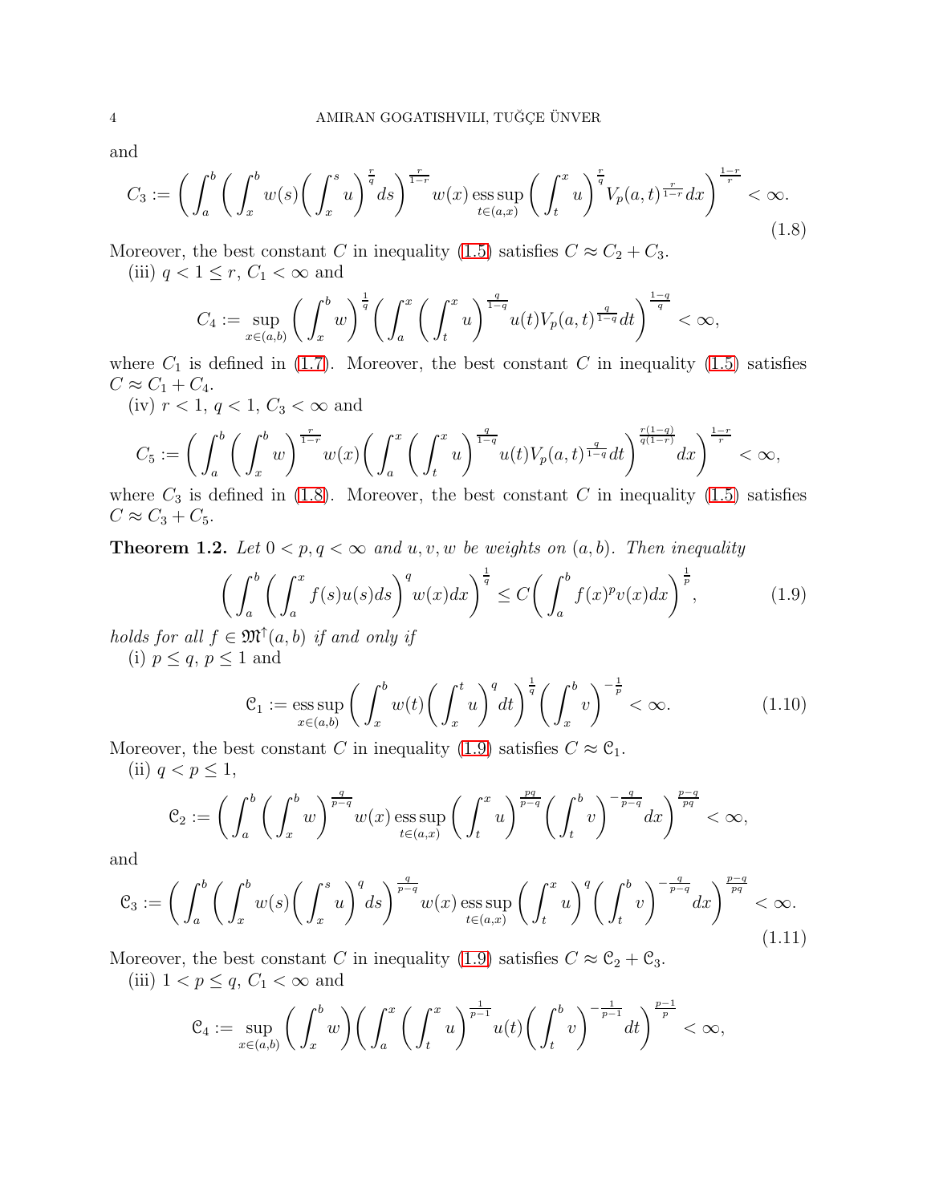and

$$C_3 := \bigg( \int_a^b \bigg( \int_x^b w(s) \bigg( \int_x^s u \bigg)^{\frac{r}{q}} ds \bigg)^{\frac{r}{1-r}} w(x) \operatorname*{ess\,sup}_{t\in(a,x)} \bigg( \int_t^x u \bigg)^{\frac{r}{q}} V_p(a,t)^{\frac{r}{1-r}} dx \bigg)^{\frac{1-r}{r}} < \infty. \tag{1.8}$$

Moreover, the best constant $C$ in inequality (1.5) satisfies $C \approx C_2 + C_3$.

(iii) $q < 1 \le r$, $C_1 < \infty$ and

$$C_4 := \sup_{x\in(a,b)} \bigg( \int_x^b w \bigg)^{\frac{1}{q}} \bigg( \int_a^x \bigg( \int_t^x u \bigg)^{\frac{q}{1-q}} u(t) V_p(a,t)^{\frac{q}{1-q}} dt \bigg)^{\frac{1-q}{q}} < \infty,$$

where $C_1$ is defined in (1.7). Moreover, the best constant $C$ in inequality (1.5) satisfies $C \approx C_1 + C_4$.

(iv) $r < 1$, $q < 1$, $C_3 < \infty$ and

$$C_5 := \bigg( \int_a^b \bigg( \int_x^b w \bigg)^{\frac{r}{1-r}} w(x) \bigg( \int_a^x \bigg( \int_t^x u \bigg)^{\frac{q}{1-q}} u(t) V_p(a,t)^{\frac{q}{1-q}} dt \bigg)^{\frac{r(1-q)}{q(1-r)}} dx \bigg)^{\frac{1-r}{r}} < \infty,$$

where $C_3$ is defined in (1.8). Moreover, the best constant $C$ in inequality (1.5) satisfies $C \approx C_3 + C_5$.

**Theorem 1.2.** *Let $0 < p, q < \infty$ and $u, v, w$ be weights on $(a,b)$. Then inequality*

$$\bigg( \int_a^b \bigg( \int_a^x f(s) u(s) ds \bigg)^q w(x) dx \bigg)^{\frac{1}{q}} \le C \bigg( \int_a^b f(x)^p v(x) dx \bigg)^{\frac{1}{p}}, \tag{1.9}$$

*holds for all $f \in \mathfrak{M}^{\uparrow}(a,b)$ if and only if*

(i) $p \le q$, $p \le 1$ and

$$\mathcal{C}_1 := \operatorname*{ess\,sup}_{x\in(a,b)} \bigg( \int_x^b w(t) \bigg( \int_x^t u \bigg)^q dt \bigg)^{\frac{1}{q}} \bigg( \int_x^b v \bigg)^{-\frac{1}{p}} < \infty. \tag{1.10}$$

Moreover, the best constant $C$ in inequality (1.9) satisfies $C \approx \mathcal{C}_1$.

(ii) $q < p \le 1$,

$$\mathcal{C}_2 := \bigg( \int_a^b \bigg( \int_x^b w \bigg)^{\frac{q}{p-q}} w(x) \operatorname*{ess\,sup}_{t\in(a,x)} \bigg( \int_t^x u \bigg)^{\frac{pq}{p-q}} \bigg( \int_t^b v \bigg)^{-\frac{q}{p-q}} dx \bigg)^{\frac{p-q}{pq}} < \infty,$$

and

$$\mathcal{C}_3 := \bigg( \int_a^b \bigg( \int_x^b w(s) \bigg( \int_x^s u \bigg)^q ds \bigg)^{\frac{q}{p-q}} w(x) \operatorname*{ess\,sup}_{t\in(a,x)} \bigg( \int_t^x u \bigg)^q \bigg( \int_t^b v \bigg)^{-\frac{q}{p-q}} dx \bigg)^{\frac{p-q}{pq}} < \infty. \tag{1.11}$$

Moreover, the best constant $C$ in inequality (1.9) satisfies $C \approx \mathcal{C}_2 + \mathcal{C}_3$.

(iii) $1 < p \le q$, $C_1 < \infty$ and

$$\mathcal{C}_4 := \sup_{x\in(a,b)} \bigg( \int_x^b w \bigg) \bigg( \int_a^x \bigg( \int_t^x u \bigg)^{\frac{1}{p-1}} u(t) \bigg( \int_t^b v \bigg)^{-\frac{1}{p-1}} dt \bigg)^{\frac{p-1}{p}} < \infty,$$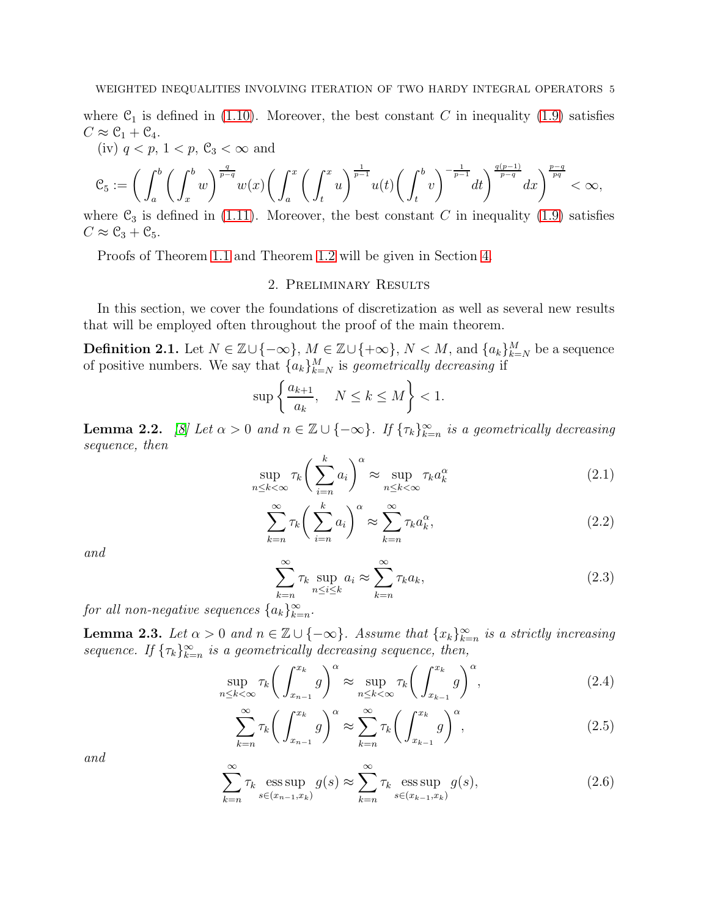where $\mathcal{C}_1$ is defined in (1.10). Moreover, the best constant $C$ in inequality (1.9) satisfies $C \approx \mathcal{C}_1 + \mathcal{C}_4$.

(iv) $q < p$, $1 < p$, $\mathcal{C}_3 < \infty$ and

$$\mathcal{C}_5 := \bigg( \int_a^b \bigg( \int_x^b w \bigg)^{\frac{q}{p-q}} w(x) \bigg( \int_a^x \bigg( \int_t^x u \bigg)^{\frac{1}{p-1}} u(t) \bigg( \int_t^b v \bigg)^{-\frac{1}{p-1}} dt \bigg)^{\frac{q(p-1)}{p-q}} dx \bigg)^{\frac{p-q}{pq}} < \infty,$$

where $\mathcal{C}_3$ is defined in (1.11). Moreover, the best constant $C$ in inequality (1.9) satisfies $C \approx \mathcal{C}_3 + \mathcal{C}_5$.

Proofs of Theorem 1.1 and Theorem 1.2 will be given in Section 4.

## 2. Preliminary Results

In this section, we cover the foundations of discretization as well as several new results that will be employed often throughout the proof of the main theorem.

**Definition 2.1.** Let $N \in \mathbb{Z} \cup \{-\infty\}$, $M \in \mathbb{Z} \cup \{+\infty\}$, $N < M$, and $\{a_k\}_{k=N}^M$ be a sequence of positive numbers. We say that $\{a_k\}_{k=N}^M$ is *geometrically decreasing* if

$$\sup \bigg\{ \frac{a_{k+1}}{a_k}, \quad N \le k \le M \bigg\} < 1.$$

**Lemma 2.2.** [8] *Let $\alpha > 0$ and $n \in \mathbb{Z} \cup \{-\infty\}$. If $\{\tau_k\}_{k=n}^\infty$ is a geometrically decreasing sequence, then*

$$\sup_{n \le k < \infty} \tau_k \bigg( \sum_{i=n}^k a_i \bigg)^\alpha \approx \sup_{n \le k < \infty} \tau_k a_k^\alpha \tag{2.1}$$

$$\sum_{k=n}^\infty \tau_k \bigg( \sum_{i=n}^k a_i \bigg)^\alpha \approx \sum_{k=n}^\infty \tau_k a_k^\alpha, \tag{2.2}$$

*and*

$$\sum_{k=n}^\infty \tau_k \sup_{n \le i \le k} a_i \approx \sum_{k=n}^\infty \tau_k a_k, \tag{2.3}$$

*for all non-negative sequences $\{a_k\}_{k=n}^\infty$.*

**Lemma 2.3.** *Let $\alpha > 0$ and $n \in \mathbb{Z} \cup \{-\infty\}$. Assume that $\{x_k\}_{k=n}^\infty$ is a strictly increasing sequence. If $\{\tau_k\}_{k=n}^\infty$ is a geometrically decreasing sequence, then,*

$$\sup_{n \le k < \infty} \tau_k \bigg( \int_{x_{n-1}}^{x_k} g \bigg)^\alpha \approx \sup_{n \le k < \infty} \tau_k \bigg( \int_{x_{k-1}}^{x_k} g \bigg)^\alpha, \tag{2.4}$$

$$\sum_{k=n}^\infty \tau_k \bigg( \int_{x_{n-1}}^{x_k} g \bigg)^\alpha \approx \sum_{k=n}^\infty \tau_k \bigg( \int_{x_{k-1}}^{x_k} g \bigg)^\alpha, \tag{2.5}$$

*and*

$$\sum_{k=n}^\infty \tau_k \operatorname*{ess\,sup}_{s \in (x_{n-1}, x_k)} g(s) \approx \sum_{k=n}^\infty \tau_k \operatorname*{ess\,sup}_{s \in (x_{k-1}, x_k)} g(s), \tag{2.6}$$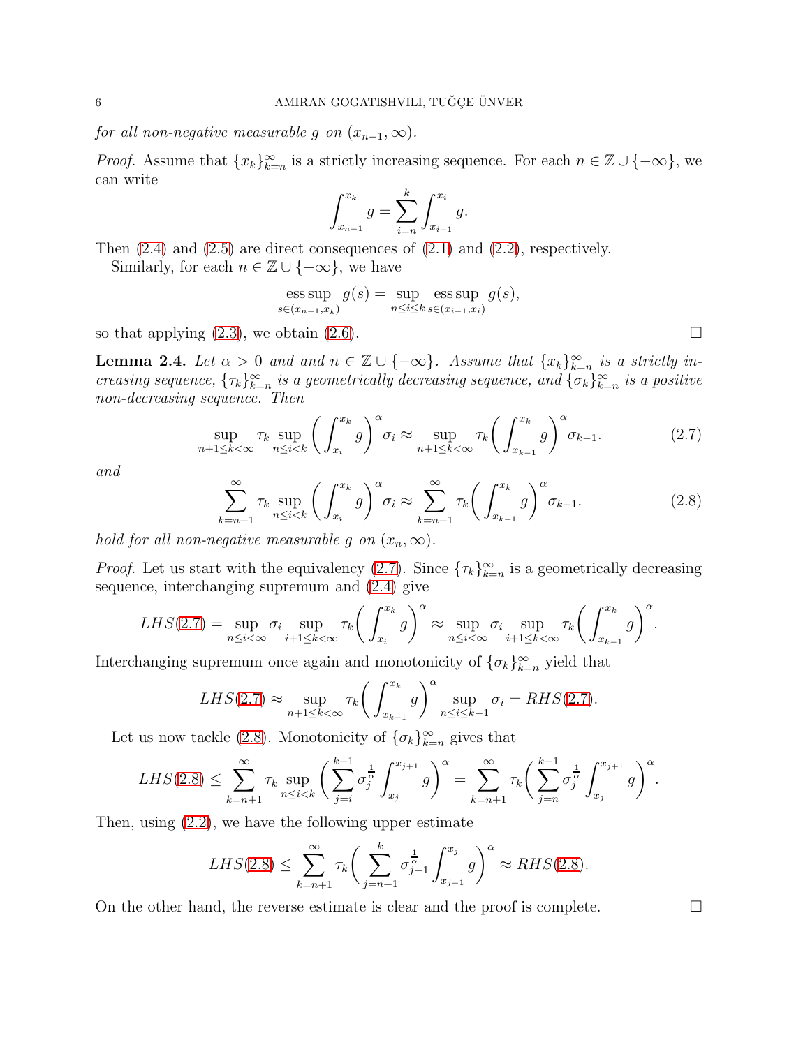*for all non-negative measurable $g$ on $(x_{n-1},\infty)$.*

*Proof.* Assume that $\{x_k\}_{k=n}^{\infty}$ is a strictly increasing sequence. For each $n \in \mathbb{Z}\cup\{-\infty\}$, we can write

$$\int_{x_{n-1}}^{x_k} g = \sum_{i=n}^{k} \int_{x_{i-1}}^{x_i} g.$$

Then (2.4) and (2.5) are direct consequences of (2.1) and (2.2), respectively.

Similarly, for each $n \in \mathbb{Z}\cup\{-\infty\}$, we have

$$\operatorname*{ess\,sup}_{s\in(x_{n-1},x_k)} g(s) = \sup_{n\le i\le k} \operatorname*{ess\,sup}_{s\in(x_{i-1},x_i)} g(s),$$

so that applying (2.3), we obtain (2.6). $\square$

**Lemma 2.4.** *Let $\alpha > 0$ and and $n \in \mathbb{Z}\cup\{-\infty\}$. Assume that $\{x_k\}_{k=n}^{\infty}$ is a strictly increasing sequence, $\{\tau_k\}_{k=n}^{\infty}$ is a geometrically decreasing sequence, and $\{\sigma_k\}_{k=n}^{\infty}$ is a positive non-decreasing sequence. Then*

$$\sup_{n+1\le k<\infty} \tau_k \sup_{n\le i<k} \bigg(\int_{x_i}^{x_k} g\bigg)^{\alpha} \sigma_i \approx \sup_{n+1\le k<\infty} \tau_k \bigg(\int_{x_{k-1}}^{x_k} g\bigg)^{\alpha} \sigma_{k-1}. \tag{2.7}$$

*and*

$$\sum_{k=n+1}^{\infty} \tau_k \sup_{n\le i<k} \bigg(\int_{x_i}^{x_k} g\bigg)^{\alpha} \sigma_i \approx \sum_{k=n+1}^{\infty} \tau_k \bigg(\int_{x_{k-1}}^{x_k} g\bigg)^{\alpha} \sigma_{k-1}. \tag{2.8}$$

*hold for all non-negative measurable $g$ on $(x_n,\infty)$.*

*Proof.* Let us start with the equivalency (2.7). Since $\{\tau_k\}_{k=n}^{\infty}$ is a geometrically decreasing sequence, interchanging supremum and (2.4) give

$$LHS(2.7) = \sup_{n\le i<\infty} \sigma_i \sup_{i+1\le k<\infty} \tau_k \bigg(\int_{x_i}^{x_k} g\bigg)^{\alpha} \approx \sup_{n\le i<\infty} \sigma_i \sup_{i+1\le k<\infty} \tau_k \bigg(\int_{x_{k-1}}^{x_k} g\bigg)^{\alpha}.$$

Interchanging supremum once again and monotonicity of $\{\sigma_k\}_{k=n}^{\infty}$ yield that

$$LHS(2.7) \approx \sup_{n+1\le k<\infty} \tau_k \bigg(\int_{x_{k-1}}^{x_k} g\bigg)^{\alpha} \sup_{n\le i\le k-1} \sigma_i = RHS(2.7).$$

Let us now tackle (2.8). Monotonicity of $\{\sigma_k\}_{k=n}^{\infty}$ gives that

$$LHS(2.8) \le \sum_{k=n+1}^{\infty} \tau_k \sup_{n\le i<k} \bigg(\sum_{j=i}^{k-1} \sigma_j^{\frac{1}{\alpha}} \int_{x_j}^{x_{j+1}} g\bigg)^{\alpha} = \sum_{k=n+1}^{\infty} \tau_k \bigg(\sum_{j=n}^{k-1} \sigma_j^{\frac{1}{\alpha}} \int_{x_j}^{x_{j+1}} g\bigg)^{\alpha}.$$

Then, using (2.2), we have the following upper estimate

$$LHS(2.8) \le \sum_{k=n+1}^{\infty} \tau_k \bigg(\sum_{j=n+1}^{k} \sigma_{j-1}^{\frac{1}{\alpha}} \int_{x_{j-1}}^{x_j} g\bigg)^{\alpha} \approx RHS(2.8).$$

On the other hand, the reverse estimate is clear and the proof is complete. $\square$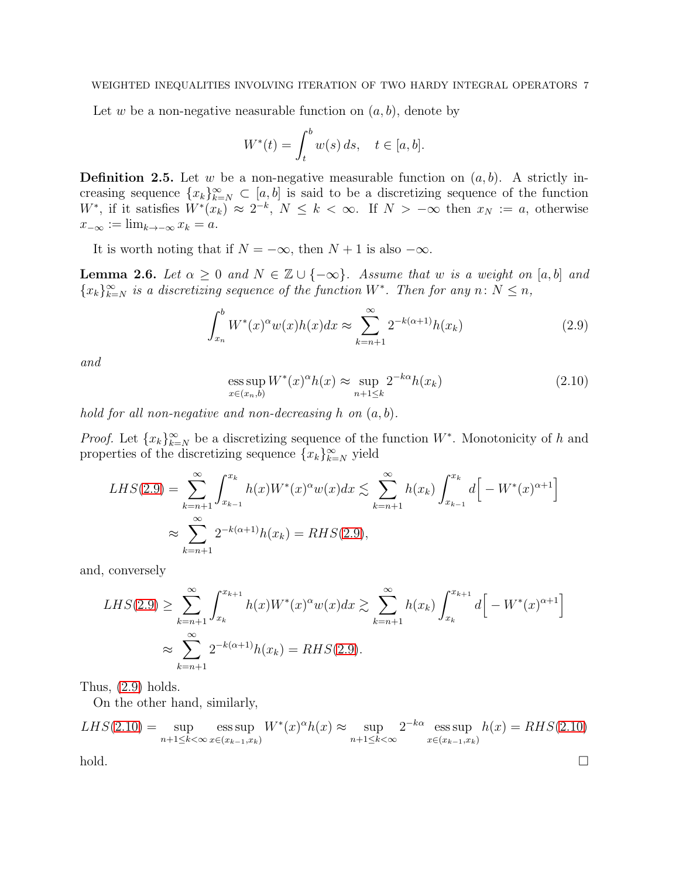Let $w$ be a non-negative neasurable function on $(a,b)$, denote by

$$W^*(t) = \int_t^b w(s)\,ds, \quad t \in [a,b].$$

**Definition 2.5.** Let $w$ be a non-negative measurable function on $(a,b)$. A strictly increasing sequence $\{x_k\}_{k=N}^{\infty} \subset [a,b]$ is said to be a discretizing sequence of the function $W^*$, if it satisfies $W^*(x_k) \approx 2^{-k}$, $N \le k < \infty$. If $N > -\infty$ then $x_N := a$, otherwise $x_{-\infty} := \lim_{k\to-\infty} x_k = a$.

It is worth noting that if $N = -\infty$, then $N+1$ is also $-\infty$.

**Lemma 2.6.** *Let $\alpha \ge 0$ and $N \in \mathbb{Z} \cup \{-\infty\}$. Assume that $w$ is a weight on $[a,b]$ and $\{x_k\}_{k=N}^{\infty}$ is a discretizing sequence of the function $W^*$. Then for any $n\colon N \le n$,*

$$\int_{x_n}^b W^*(x)^\alpha w(x) h(x) dx \approx \sum_{k=n+1}^{\infty} 2^{-k(\alpha+1)} h(x_k) \tag{2.9}$$

*and*

$$\operatorname*{ess\,sup}_{x\in(x_n,b)} W^*(x)^\alpha h(x) \approx \sup_{n+1\le k} 2^{-k\alpha} h(x_k) \tag{2.10}$$

*hold for all non-negative and non-decreasing $h$ on $(a,b)$.*

*Proof.* Let $\{x_k\}_{k=N}^{\infty}$ be a discretizing sequence of the function $W^*$. Monotonicity of $h$ and properties of the discretizing sequence $\{x_k\}_{k=N}^{\infty}$ yield

$$\begin{aligned} LHS(2.9) &= \sum_{k=n+1}^{\infty} \int_{x_{k-1}}^{x_k} h(x) W^*(x)^\alpha w(x) dx \lesssim \sum_{k=n+1}^{\infty} h(x_k) \int_{x_{k-1}}^{x_k} d\Big[-W^*(x)^{\alpha+1}\Big] \\ &\approx \sum_{k=n+1}^{\infty} 2^{-k(\alpha+1)} h(x_k) = RHS(2.9), \end{aligned}$$

and, conversely

$$\begin{aligned} LHS(2.9) &\ge \sum_{k=n+1}^{\infty} \int_{x_k}^{x_{k+1}} h(x) W^*(x)^\alpha w(x) dx \gtrsim \sum_{k=n+1}^{\infty} h(x_k) \int_{x_k}^{x_{k+1}} d\Big[-W^*(x)^{\alpha+1}\Big] \\ &\approx \sum_{k=n+1}^{\infty} 2^{-k(\alpha+1)} h(x_k) = RHS(2.9). \end{aligned}$$

Thus, (2.9) holds.

On the other hand, similarly,

$$LHS(2.10) = \sup_{n+1\le k<\infty} \operatorname*{ess\,sup}_{x\in(x_{k-1},x_k)} W^*(x)^\alpha h(x) \approx \sup_{n+1\le k<\infty} 2^{-k\alpha} \operatorname*{ess\,sup}_{x\in(x_{k-1},x_k)} h(x) = RHS(2.10)$$

hold. $\square$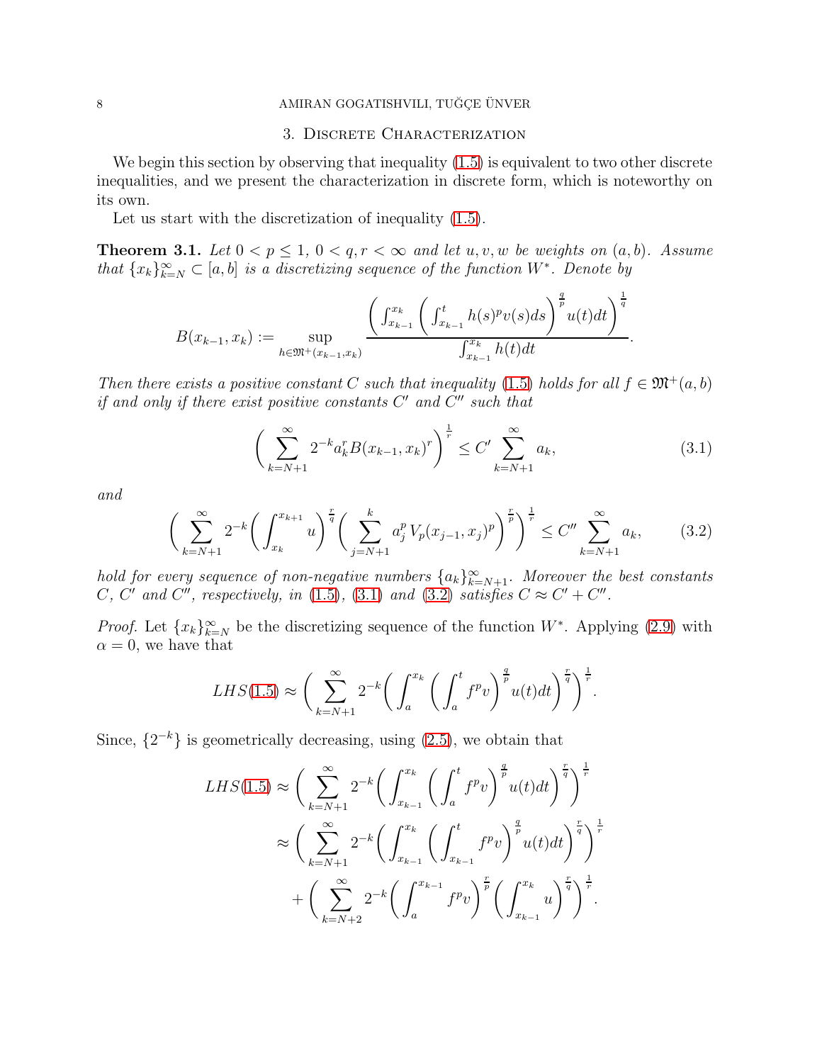## 3. Discrete Characterization

We begin this section by observing that inequality (1.5) is equivalent to two other discrete inequalities, and we present the characterization in discrete form, which is noteworthy on its own.

Let us start with the discretization of inequality (1.5).

**Theorem 3.1.** *Let $0 < p \leq 1$, $0 < q, r < \infty$ and let $u, v, w$ be weights on $(a,b)$. Assume that $\{x_k\}_{k=N}^{\infty} \subset [a,b]$ is a discretizing sequence of the function $W^*$. Denote by*

$$B(x_{k-1}, x_k) := \sup_{h \in \mathfrak{M}^+(x_{k-1}, x_k)} \frac{\left( \int_{x_{k-1}}^{x_k} \left( \int_{x_{k-1}}^{t} h(s)^p v(s) ds \right)^{\frac{q}{p}} u(t) dt \right)^{\frac{1}{q}}}{\int_{x_{k-1}}^{x_k} h(t) dt}.$$

*Then there exists a positive constant $C$ such that inequality (1.5) holds for all $f \in \mathfrak{M}^+(a,b)$ if and only if there exist positive constants $C'$ and $C''$ such that*

$$\left( \sum_{k=N+1}^{\infty} 2^{-k} a_k^r B(x_{k-1}, x_k)^r \right)^{\frac{1}{r}} \leq C' \sum_{k=N+1}^{\infty} a_k, \tag{3.1}$$

*and*

$$\left( \sum_{k=N+1}^{\infty} 2^{-k} \left( \int_{x_k}^{x_{k+1}} u \right)^{\frac{r}{q}} \left( \sum_{j=N+1}^{k} a_j^p \, V_p(x_{j-1}, x_j)^p \right)^{\frac{r}{p}} \right)^{\frac{1}{r}} \leq C'' \sum_{k=N+1}^{\infty} a_k, \tag{3.2}$$

*hold for every sequence of non-negative numbers $\{a_k\}_{k=N+1}^{\infty}$. Moreover the best constants $C$, $C'$ and $C''$, respectively, in (1.5), (3.1) and (3.2) satisfies $C \approx C' + C''$.*

*Proof.* Let $\{x_k\}_{k=N}^{\infty}$ be the discretizing sequence of the function $W^*$. Applying (2.9) with $\alpha = 0$, we have that

$$LHS(1.5) \approx \left( \sum_{k=N+1}^{\infty} 2^{-k} \left( \int_a^{x_k} \left( \int_a^t f^p v \right)^{\frac{q}{p}} u(t) dt \right)^{\frac{r}{q}} \right)^{\frac{1}{r}}.$$

Since, $\{2^{-k}\}$ is geometrically decreasing, using (2.5), we obtain that

$$\begin{aligned}
LHS(1.5) &\approx \left( \sum_{k=N+1}^{\infty} 2^{-k} \left( \int_{x_{k-1}}^{x_k} \left( \int_a^t f^p v \right)^{\frac{q}{p}} u(t) dt \right)^{\frac{r}{q}} \right)^{\frac{1}{r}} \\
&\approx \left( \sum_{k=N+1}^{\infty} 2^{-k} \left( \int_{x_{k-1}}^{x_k} \left( \int_{x_{k-1}}^t f^p v \right)^{\frac{q}{p}} u(t) dt \right)^{\frac{r}{q}} \right)^{\frac{1}{r}} \\
&\quad + \left( \sum_{k=N+2}^{\infty} 2^{-k} \left( \int_a^{x_{k-1}} f^p v \right)^{\frac{r}{p}} \left( \int_{x_{k-1}}^{x_k} u \right)^{\frac{r}{q}} \right)^{\frac{1}{r}}.
\end{aligned}$$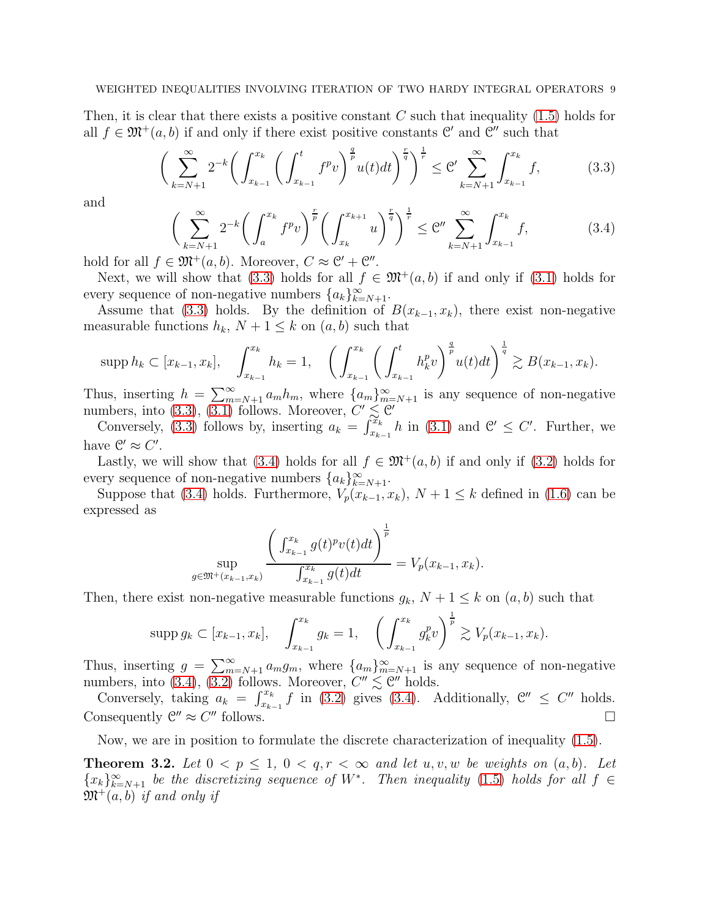Then, it is clear that there exists a positive constant $C$ such that inequality (1.5) holds for all $f \in \mathfrak{M}^+(a,b)$ if and only if there exist positive constants $\mathcal{C}'$ and $\mathcal{C}''$ such that

$$\bigg( \sum_{k=N+1}^{\infty} 2^{-k} \bigg( \int_{x_{k-1}}^{x_k} \bigg( \int_{x_{k-1}}^{t} f^p v \bigg)^{\frac{q}{p}} u(t) dt \bigg)^{\frac{r}{q}} \bigg)^{\frac{1}{r}} \le \mathcal{C}' \sum_{k=N+1}^{\infty} \int_{x_{k-1}}^{x_k} f, \tag{3.3}$$

and

$$\bigg( \sum_{k=N+1}^{\infty} 2^{-k} \bigg( \int_{a}^{x_k} f^p v \bigg)^{\frac{r}{p}} \bigg( \int_{x_k}^{x_{k+1}} u \bigg)^{\frac{r}{q}} \bigg)^{\frac{1}{r}} \le \mathcal{C}'' \sum_{k=N+1}^{\infty} \int_{x_{k-1}}^{x_k} f, \tag{3.4}$$

hold for all $f \in \mathfrak{M}^+(a,b)$. Moreover, $C \approx \mathcal{C}' + \mathcal{C}''$.

Next, we will show that (3.3) holds for all $f \in \mathfrak{M}^+(a,b)$ if and only if (3.1) holds for every sequence of non-negative numbers $\{a_k\}_{k=N+1}^{\infty}$.

Assume that (3.3) holds. By the definition of $B(x_{k-1}, x_k)$, there exist non-negative measurable functions $h_k$, $N+1 \le k$ on $(a,b)$ such that

$$\operatorname{supp} h_k \subset [x_{k-1}, x_k], \quad \int_{x_{k-1}}^{x_k} h_k = 1, \quad \bigg( \int_{x_{k-1}}^{x_k} \bigg( \int_{x_{k-1}}^{t} h_k^p v \bigg)^{\frac{q}{p}} u(t) dt \bigg)^{\frac{1}{q}} \gtrsim B(x_{k-1}, x_k).$$

Thus, inserting $h = \sum_{m=N+1}^{\infty} a_m h_m$, where $\{a_m\}_{m=N+1}^{\infty}$ is any sequence of non-negative numbers, into (3.3), (3.1) follows. Moreover, $C' \lesssim \mathcal{C}'$

Conversely, (3.3) follows by, inserting $a_k = \int_{x_{k-1}}^{x_k} h$ in (3.1) and $\mathcal{C}' \le C'$. Further, we have $\mathcal{C}' \approx C'$.

Lastly, we will show that (3.4) holds for all $f \in \mathfrak{M}^+(a,b)$ if and only if (3.2) holds for every sequence of non-negative numbers $\{a_k\}_{k=N+1}^{\infty}$.

Suppose that (3.4) holds. Furthermore, $V_p(x_{k-1}, x_k)$, $N+1 \le k$ defined in (1.6) can be expressed as

$$\sup_{g \in \mathfrak{M}^+(x_{k-1}, x_k)} \frac{\bigg( \int_{x_{k-1}}^{x_k} g(t)^p v(t) dt \bigg)^{\frac{1}{p}}}{\int_{x_{k-1}}^{x_k} g(t) dt} = V_p(x_{k-1}, x_k).$$

Then, there exist non-negative measurable functions $g_k$, $N+1 \le k$ on $(a,b)$ such that

$$\operatorname{supp} g_k \subset [x_{k-1}, x_k], \quad \int_{x_{k-1}}^{x_k} g_k = 1, \quad \bigg( \int_{x_{k-1}}^{x_k} g_k^p v \bigg)^{\frac{1}{p}} \gtrsim V_p(x_{k-1}, x_k).$$

Thus, inserting $g = \sum_{m=N+1}^{\infty} a_m g_m$, where $\{a_m\}_{m=N+1}^{\infty}$ is any sequence of non-negative numbers, into (3.4), (3.2) follows. Moreover, $C'' \lesssim \mathcal{C}''$ holds.

Conversely, taking $a_k = \int_{x_{k-1}}^{x_k} f$ in (3.2) gives (3.4). Additionally, $\mathcal{C}'' \le C''$ holds. Consequently $\mathcal{C}'' \approx C''$ follows. $\square$

Now, we are in position to formulate the discrete characterization of inequality (1.5).

**Theorem 3.2.** *Let $0 < p \le 1$, $0 < q, r < \infty$ and let $u, v, w$ be weights on $(a,b)$. Let $\{x_k\}_{k=N+1}^{\infty}$ be the discretizing sequence of $W^*$. Then inequality (1.5) holds for all $f \in \mathfrak{M}^+(a,b)$ if and only if*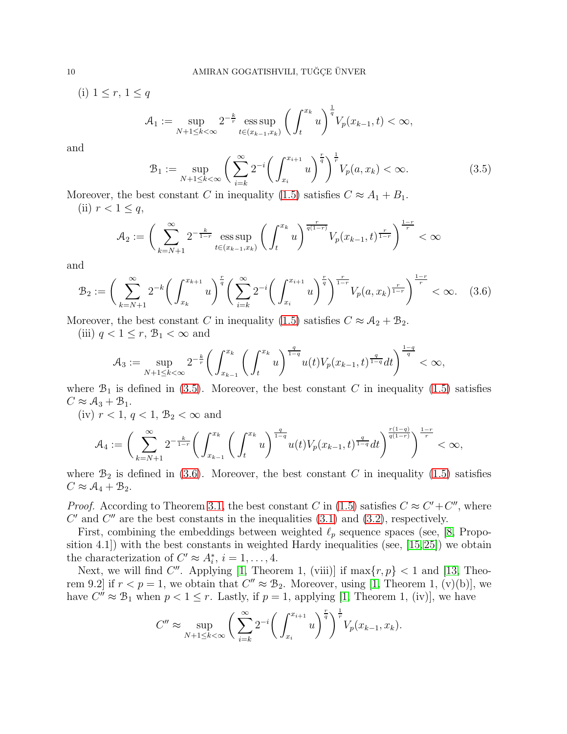(i) $1 \le r$, $1 \le q$

$$\mathcal{A}_1 := \sup_{N+1 \le k < \infty} 2^{-\frac{k}{r}} \operatorname*{ess\,sup}_{t \in (x_{k-1}, x_k)} \bigg( \int_t^{x_k} u \bigg)^{\frac{1}{q}} V_p(x_{k-1}, t) < \infty,$$

and

$$\mathcal{B}_1 := \sup_{N+1 \le k < \infty} \bigg( \sum_{i=k}^{\infty} 2^{-i} \bigg( \int_{x_i}^{x_{i+1}} u \bigg)^{\frac{r}{q}} \bigg)^{\frac{1}{r}} V_p(a, x_k) < \infty. \tag{3.5}$$

Moreover, the best constant $C$ in inequality (1.5) satisfies $C \approx A_1 + B_1$.

(ii) $r < 1 \le q$,

$$\mathcal{A}_2 := \bigg( \sum_{k=N+1}^{\infty} 2^{-\frac{k}{1-r}} \operatorname*{ess\,sup}_{t \in (x_{k-1}, x_k)} \bigg( \int_t^{x_k} u \bigg)^{\frac{r}{q(1-r)}} V_p(x_{k-1}, t)^{\frac{r}{1-r}} \bigg)^{\frac{1-r}{r}} < \infty$$

and

$$\mathcal{B}_2 := \bigg( \sum_{k=N+1}^{\infty} 2^{-k} \bigg( \int_{x_k}^{x_{k+1}} u \bigg)^{\frac{r}{q}} \bigg( \sum_{i=k}^{\infty} 2^{-i} \bigg( \int_{x_i}^{x_{i+1}} u \bigg)^{\frac{r}{q}} \bigg)^{\frac{r}{1-r}} V_p(a, x_k)^{\frac{r}{1-r}} \bigg)^{\frac{1-r}{r}} < \infty. \tag{3.6}$$

Moreover, the best constant $C$ in inequality (1.5) satisfies $C \approx \mathcal{A}_2 + \mathcal{B}_2$.

(iii) $q < 1 \le r$, $\mathcal{B}_1 < \infty$ and

$$\mathcal{A}_3 := \sup_{N+1 \le k < \infty} 2^{-\frac{k}{r}} \bigg( \int_{x_{k-1}}^{x_k} \bigg( \int_t^{x_k} u \bigg)^{\frac{q}{1-q}} u(t) V_p(x_{k-1}, t)^{\frac{q}{1-q}} dt \bigg)^{\frac{1-q}{q}} < \infty,$$

where $\mathcal{B}_1$ is defined in (3.5). Moreover, the best constant $C$ in inequality (1.5) satisfies $C \approx \mathcal{A}_3 + \mathcal{B}_1$.

(iv) $r < 1$, $q < 1$, $\mathcal{B}_2 < \infty$ and

$$\mathcal{A}_4 := \bigg( \sum_{k=N+1}^{\infty} 2^{-\frac{k}{1-r}} \bigg( \int_{x_{k-1}}^{x_k} \bigg( \int_t^{x_k} u \bigg)^{\frac{q}{1-q}} u(t) V_p(x_{k-1}, t)^{\frac{q}{1-q}} dt \bigg)^{\frac{r(1-q)}{q(1-r)}} \bigg)^{\frac{1-r}{r}} < \infty,$$

where $\mathcal{B}_2$ is defined in (3.6). Moreover, the best constant $C$ in inequality (1.5) satisfies $C \approx \mathcal{A}_4 + \mathcal{B}_2$.

*Proof.* According to Theorem 3.1, the best constant $C$ in (1.5) satisfies $C \approx C' + C''$, where $C'$ and $C''$ are the best constants in the inequalities (3.1) and (3.2), respectively.

First, combining the embeddings between weighted $\ell_p$ sequence spaces (see, [8, Proposition 4.1]) with the best constants in weighted Hardy inequalities (see, [15,25]) we obtain the characterization of $C' \approx A_i^*$, $i = 1, \dots, 4$.

Next, we will find $C''$. Applying [1, Theorem 1, (viii)] if $\max\{r, p\} < 1$ and [13, Theorem 9.2] if $r < p = 1$, we obtain that $C'' \approx \mathcal{B}_2$. Moreover, using [1, Theorem 1, (v)(b)], we have $C'' \approx \mathcal{B}_1$ when $p < 1 \le r$. Lastly, if $p = 1$, applying [1, Theorem 1, (iv)], we have

$$C'' \approx \sup_{N+1 \le k < \infty} \bigg( \sum_{i=k}^{\infty} 2^{-i} \bigg( \int_{x_i}^{x_{i+1}} u \bigg)^{\frac{r}{q}} \bigg)^{\frac{1}{r}} V_p(x_{k-1}, x_k).$$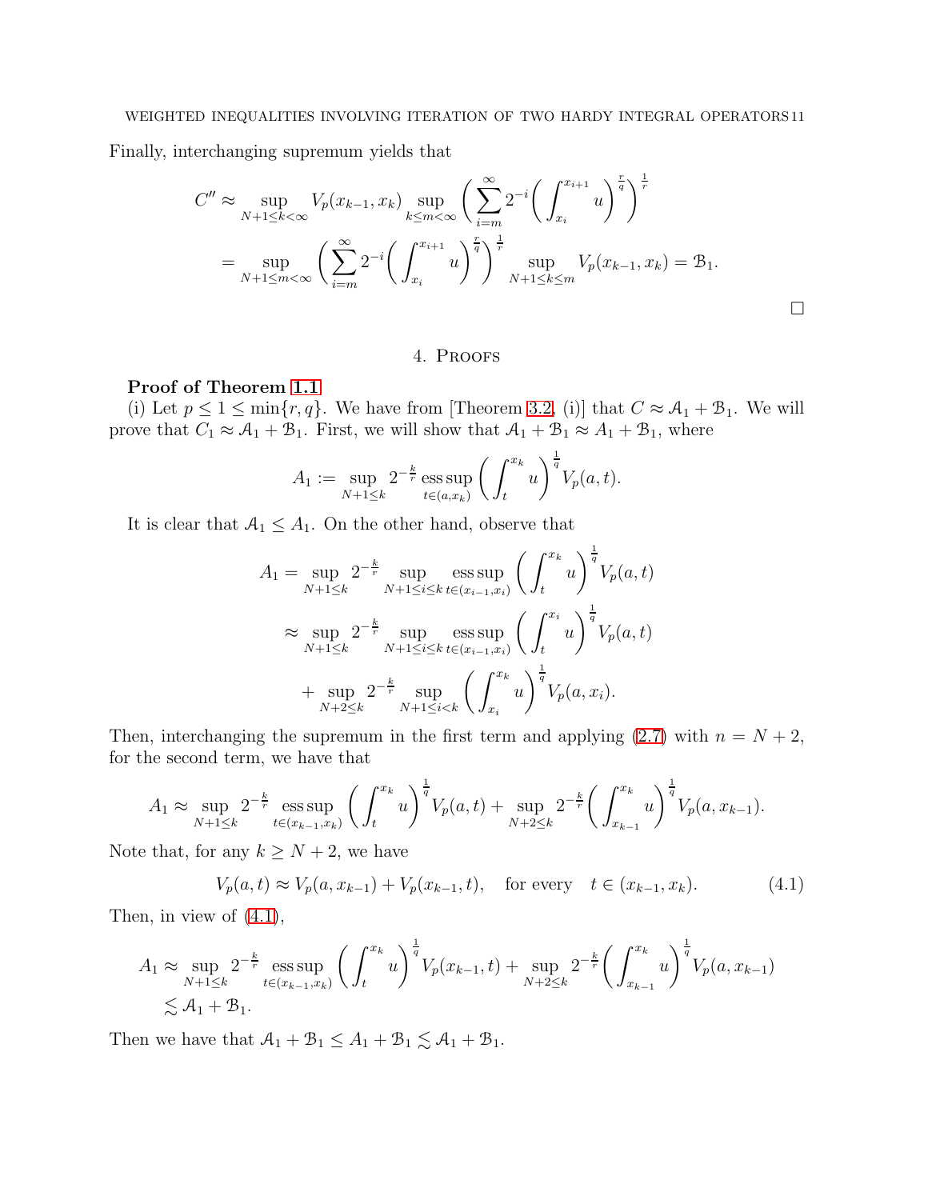Finally, interchanging supremum yields that

$$
\begin{aligned}
C'' &\approx \sup_{N+1\le k<\infty} V_p(x_{k-1},x_k) \sup_{k\le m<\infty} \bigg( \sum_{i=m}^{\infty} 2^{-i} \bigg( \int_{x_i}^{x_{i+1}} u \bigg)^{\frac{r}{q}} \bigg)^{\frac{1}{r}} \\
&= \sup_{N+1\le m<\infty} \bigg( \sum_{i=m}^{\infty} 2^{-i} \bigg( \int_{x_i}^{x_{i+1}} u \bigg)^{\frac{r}{q}} \bigg)^{\frac{1}{r}} \sup_{N+1\le k\le m} V_p(x_{k-1},x_k) = \mathcal{B}_1.
\end{aligned}
$$

□

## 4. Proofs

**Proof of Theorem 1.1**

(i) Let $p \le 1 \le \min\{r,q\}$. We have from [Theorem 3.2, (i)] that $C \approx \mathcal{A}_1 + \mathcal{B}_1$. We will prove that $C_1 \approx \mathcal{A}_1 + \mathcal{B}_1$. First, we will show that $\mathcal{A}_1 + \mathcal{B}_1 \approx A_1 + \mathcal{B}_1$, where

$$
A_1 := \sup_{N+1\le k} 2^{-\frac{k}{r}} \operatorname*{ess\,sup}_{t\in(a,x_k)} \bigg( \int_t^{x_k} u \bigg)^{\frac{1}{q}} V_p(a,t).
$$

It is clear that $\mathcal{A}_1 \le A_1$. On the other hand, observe that

$$
\begin{aligned}
A_1 &= \sup_{N+1\le k} 2^{-\frac{k}{r}} \sup_{N+1\le i\le k} \operatorname*{ess\,sup}_{t\in(x_{i-1},x_i)} \bigg( \int_t^{x_k} u \bigg)^{\frac{1}{q}} V_p(a,t) \\
&\approx \sup_{N+1\le k} 2^{-\frac{k}{r}} \sup_{N+1\le i\le k} \operatorname*{ess\,sup}_{t\in(x_{i-1},x_i)} \bigg( \int_t^{x_i} u \bigg)^{\frac{1}{q}} V_p(a,t) \\
&\quad + \sup_{N+2\le k} 2^{-\frac{k}{r}} \sup_{N+1\le i<k} \bigg( \int_{x_i}^{x_k} u \bigg)^{\frac{1}{q}} V_p(a,x_i).
\end{aligned}
$$

Then, interchanging the supremum in the first term and applying (2.7) with $n = N+2$, for the second term, we have that

$$
A_1 \approx \sup_{N+1\le k} 2^{-\frac{k}{r}} \operatorname*{ess\,sup}_{t\in(x_{k-1},x_k)} \bigg( \int_t^{x_k} u \bigg)^{\frac{1}{q}} V_p(a,t) + \sup_{N+2\le k} 2^{-\frac{k}{r}} \bigg( \int_{x_{k-1}}^{x_k} u \bigg)^{\frac{1}{q}} V_p(a,x_{k-1}).
$$

Note that, for any $k \ge N+2$, we have

$$
V_p(a,t) \approx V_p(a,x_{k-1}) + V_p(x_{k-1},t), \quad \text{for every} \quad t\in(x_{k-1},x_k). \tag{4.1}
$$

Then, in view of (4.1),

$$
\begin{aligned}
A_1 &\approx \sup_{N+1\le k} 2^{-\frac{k}{r}} \operatorname*{ess\,sup}_{t\in(x_{k-1},x_k)} \bigg( \int_t^{x_k} u \bigg)^{\frac{1}{q}} V_p(x_{k-1},t) + \sup_{N+2\le k} 2^{-\frac{k}{r}} \bigg( \int_{x_{k-1}}^{x_k} u \bigg)^{\frac{1}{q}} V_p(a,x_{k-1}) \\
&\lesssim \mathcal{A}_1 + \mathcal{B}_1.
\end{aligned}
$$

Then we have that $\mathcal{A}_1 + \mathcal{B}_1 \le A_1 + \mathcal{B}_1 \lesssim \mathcal{A}_1 + \mathcal{B}_1$.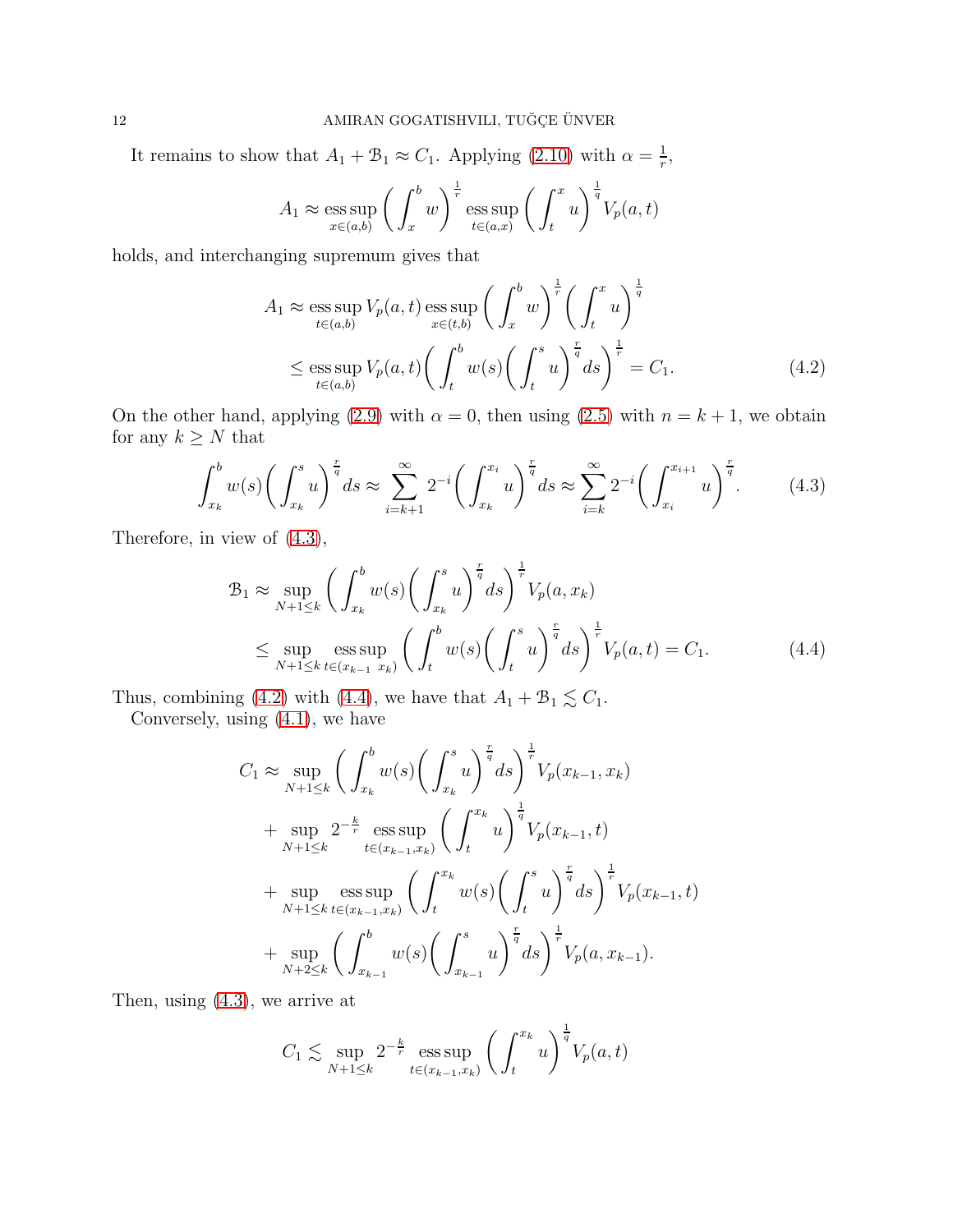It remains to show that $A_1 + \mathcal{B}_1 \approx C_1$. Applying (2.10) with $\alpha = \frac{1}{r}$,

$$A_1 \approx \operatorname*{ess\,sup}_{x\in(a,b)} \bigg(\int_x^b w\bigg)^{\frac{1}{r}} \operatorname*{ess\,sup}_{t\in(a,x)} \bigg(\int_t^x u\bigg)^{\frac{1}{q}} V_p(a,t)$$

holds, and interchanging supremum gives that

$$\begin{aligned}
A_1 &\approx \operatorname*{ess\,sup}_{t\in(a,b)} V_p(a,t) \operatorname*{ess\,sup}_{x\in(t,b)} \bigg(\int_x^b w\bigg)^{\frac{1}{r}} \bigg(\int_t^x u\bigg)^{\frac{1}{q}} \\
&\le \operatorname*{ess\,sup}_{t\in(a,b)} V_p(a,t) \bigg(\int_t^b w(s)\bigg(\int_t^s u\bigg)^{\frac{r}{q}} ds\bigg)^{\frac{1}{r}} = C_1. \qquad (4.2)
\end{aligned}$$

On the other hand, applying (2.9) with $\alpha = 0$, then using (2.5) with $n = k+1$, we obtain for any $k \ge N$ that

$$\int_{x_k}^b w(s)\bigg(\int_{x_k}^s u\bigg)^{\frac{r}{q}} ds \approx \sum_{i=k+1}^{\infty} 2^{-i}\bigg(\int_{x_k}^{x_i} u\bigg)^{\frac{r}{q}} ds \approx \sum_{i=k}^{\infty} 2^{-i}\bigg(\int_{x_i}^{x_{i+1}} u\bigg)^{\frac{r}{q}}. \qquad (4.3)$$

Therefore, in view of (4.3),

$$\begin{aligned}
\mathcal{B}_1 &\approx \sup_{N+1\le k} \bigg(\int_{x_k}^b w(s)\bigg(\int_{x_k}^s u\bigg)^{\frac{r}{q}} ds\bigg)^{\frac{1}{r}} V_p(a,x_k) \\
&\le \sup_{N+1\le k} \operatorname*{ess\,sup}_{t\in(x_{k-1}\ \ x_k)} \bigg(\int_t^b w(s)\bigg(\int_t^s u\bigg)^{\frac{r}{q}} ds\bigg)^{\frac{1}{r}} V_p(a,t) = C_1. \qquad (4.4)
\end{aligned}$$

Thus, combining (4.2) with (4.4), we have that $A_1 + \mathcal{B}_1 \lesssim C_1$.

Conversely, using (4.1), we have

$$\begin{aligned}
C_1 &\approx \sup_{N+1\le k} \bigg(\int_{x_k}^b w(s)\bigg(\int_{x_k}^s u\bigg)^{\frac{r}{q}} ds\bigg)^{\frac{1}{r}} V_p(x_{k-1},x_k) \\
&+ \sup_{N+1\le k} 2^{-\frac{k}{r}} \operatorname*{ess\,sup}_{t\in(x_{k-1},x_k)} \bigg(\int_t^{x_k} u\bigg)^{\frac{1}{q}} V_p(x_{k-1},t) \\
&+ \sup_{N+1\le k} \operatorname*{ess\,sup}_{t\in(x_{k-1},x_k)} \bigg(\int_t^{x_k} w(s)\bigg(\int_t^s u\bigg)^{\frac{r}{q}} ds\bigg)^{\frac{1}{r}} V_p(x_{k-1},t) \\
&+ \sup_{N+2\le k} \bigg(\int_{x_{k-1}}^b w(s)\bigg(\int_{x_{k-1}}^s u\bigg)^{\frac{r}{q}} ds\bigg)^{\frac{1}{r}} V_p(a,x_{k-1}).
\end{aligned}$$

Then, using (4.3), we arrive at

$$C_1 \lesssim \sup_{N+1\le k} 2^{-\frac{k}{r}} \operatorname*{ess\,sup}_{t\in(x_{k-1},x_k)} \bigg(\int_t^{x_k} u\bigg)^{\frac{1}{q}} V_p(a,t)$$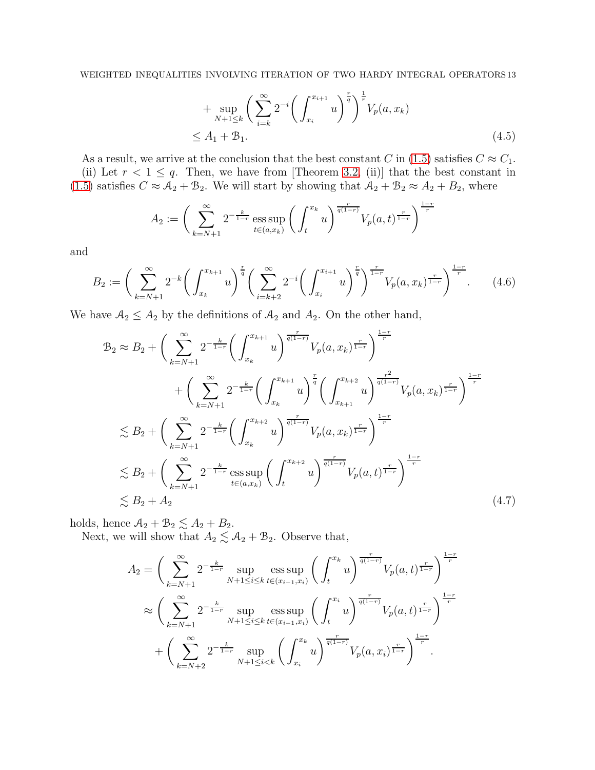$$
\begin{aligned}
&+ \sup_{N+1\le k} \bigg( \sum_{i=k}^{\infty} 2^{-i} \bigg( \int_{x_i}^{x_{i+1}} u \bigg)^{\frac{r}{q}} \bigg)^{\frac{1}{r}} V_p(a,x_k) \\
&\le A_1 + \mathcal{B}_1. \qquad (4.5)
\end{aligned}
$$

As a result, we arrive at the conclusion that the best constant $C$ in (1.5) satisfies $C \approx C_1$.

(ii) Let $r < 1 \le q$. Then, we have from [Theorem 3.2, (ii)] that the best constant in (1.5) satisfies $C \approx \mathcal{A}_2 + \mathcal{B}_2$. We will start by showing that $\mathcal{A}_2 + \mathcal{B}_2 \approx A_2 + B_2$, where

$$
A_2 := \bigg( \sum_{k=N+1}^{\infty} 2^{-\frac{k}{1-r}} \operatorname*{ess\,sup}_{t\in(a,x_k)} \bigg( \int_t^{x_k} u \bigg)^{\frac{r}{q(1-r)}} V_p(a,t)^{\frac{r}{1-r}} \bigg)^{\frac{1-r}{r}}
$$

and

$$
B_2 := \bigg( \sum_{k=N+1}^{\infty} 2^{-k} \bigg( \int_{x_k}^{x_{k+1}} u \bigg)^{\frac{r}{q}} \bigg( \sum_{i=k+2}^{\infty} 2^{-i} \bigg( \int_{x_i}^{x_{i+1}} u \bigg)^{\frac{r}{q}} \bigg)^{\frac{r}{1-r}} V_p(a,x_k)^{\frac{r}{1-r}} \bigg)^{\frac{1-r}{r}}. \qquad (4.6)
$$

We have $\mathcal{A}_2 \le A_2$ by the definitions of $\mathcal{A}_2$ and $A_2$. On the other hand,

$$
\begin{aligned}
\mathcal{B}_2 &\approx B_2 + \bigg( \sum_{k=N+1}^{\infty} 2^{-\frac{k}{1-r}} \bigg( \int_{x_k}^{x_{k+1}} u \bigg)^{\frac{r}{q(1-r)}} V_p(a,x_k)^{\frac{r}{1-r}} \bigg)^{\frac{1-r}{r}} \\
&\qquad + \bigg( \sum_{k=N+1}^{\infty} 2^{-\frac{k}{1-r}} \bigg( \int_{x_k}^{x_{k+1}} u \bigg)^{\frac{r}{q}} \bigg( \int_{x_{k+1}}^{x_{k+2}} u \bigg)^{\frac{r^2}{q(1-r)}} V_p(a,x_k)^{\frac{r}{1-r}} \bigg)^{\frac{1-r}{r}} \\
&\lesssim B_2 + \bigg( \sum_{k=N+1}^{\infty} 2^{-\frac{k}{1-r}} \bigg( \int_{x_k}^{x_{k+2}} u \bigg)^{\frac{r}{q(1-r)}} V_p(a,x_k)^{\frac{r}{1-r}} \bigg)^{\frac{1-r}{r}} \\
&\lesssim B_2 + \bigg( \sum_{k=N+1}^{\infty} 2^{-\frac{k}{1-r}} \operatorname*{ess\,sup}_{t\in(a,x_k)} \bigg( \int_{t}^{x_{k+2}} u \bigg)^{\frac{r}{q(1-r)}} V_p(a,t)^{\frac{r}{1-r}} \bigg)^{\frac{1-r}{r}} \\
&\lesssim B_2 + A_2 \qquad (4.7)
\end{aligned}
$$

holds, hence $\mathcal{A}_2 + \mathcal{B}_2 \lesssim A_2 + B_2$.

Next, we will show that $A_2 \lesssim \mathcal{A}_2 + \mathcal{B}_2$. Observe that,

$$
\begin{aligned}
A_2 &= \bigg( \sum_{k=N+1}^{\infty} 2^{-\frac{k}{1-r}} \sup_{N+1\le i\le k} \operatorname*{ess\,sup}_{t\in(x_{i-1},x_i)} \bigg( \int_t^{x_k} u \bigg)^{\frac{r}{q(1-r)}} V_p(a,t)^{\frac{r}{1-r}} \bigg)^{\frac{1-r}{r}} \\
&\approx \bigg( \sum_{k=N+1}^{\infty} 2^{-\frac{k}{1-r}} \sup_{N+1\le i\le k} \operatorname*{ess\,sup}_{t\in(x_{i-1},x_i)} \bigg( \int_t^{x_i} u \bigg)^{\frac{r}{q(1-r)}} V_p(a,t)^{\frac{r}{1-r}} \bigg)^{\frac{1-r}{r}} \\
&\quad + \bigg( \sum_{k=N+2}^{\infty} 2^{-\frac{k}{1-r}} \sup_{N+1\le i<k} \bigg( \int_{x_i}^{x_k} u \bigg)^{\frac{r}{q(1-r)}} V_p(a,x_i)^{\frac{r}{1-r}} \bigg)^{\frac{1-r}{r}}.
\end{aligned}
$$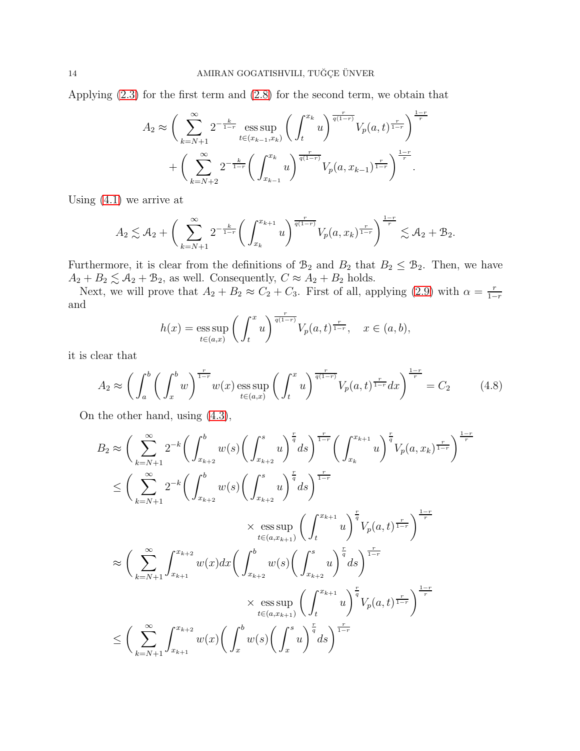Applying (2.3) for the first term and (2.8) for the second term, we obtain that

$$
\begin{aligned}
A_2 \approx & \bigg( \sum_{k=N+1}^{\infty} 2^{-\frac{k}{1-r}} \operatorname*{ess\,sup}_{t\in(x_{k-1},x_k)} \bigg( \int_t^{x_k} u \bigg)^{\frac{r}{q(1-r)}} V_p(a,t)^{\frac{r}{1-r}} \bigg)^{\frac{1-r}{r}} \\
& + \bigg( \sum_{k=N+2}^{\infty} 2^{-\frac{k}{1-r}} \bigg( \int_{x_{k-1}}^{x_k} u \bigg)^{\frac{r}{q(1-r)}} V_p(a,x_{k-1})^{\frac{r}{1-r}} \bigg)^{\frac{1-r}{r}}.
\end{aligned}
$$

Using (4.1) we arrive at

$$
A_2 \lesssim \mathcal{A}_2 + \bigg( \sum_{k=N+1}^{\infty} 2^{-\frac{k}{1-r}} \bigg( \int_{x_k}^{x_{k+1}} u \bigg)^{\frac{r}{q(1-r)}} V_p(a,x_k)^{\frac{r}{1-r}} \bigg)^{\frac{1-r}{r}} \lesssim \mathcal{A}_2 + \mathcal{B}_2.
$$

Furthermore, it is clear from the definitions of $\mathcal{B}_2$ and $B_2$ that $B_2 \le \mathcal{B}_2$. Then, we have $A_2 + B_2 \lesssim \mathcal{A}_2 + \mathcal{B}_2$, as well. Consequently, $C \approx A_2 + B_2$ holds.

Next, we will prove that $A_2 + B_2 \approx C_2 + C_3$. First of all, applying (2.9) with $\alpha = \frac{r}{1-r}$ and

$$
h(x) = \operatorname*{ess\,sup}_{t\in(a,x)} \bigg( \int_t^x u \bigg)^{\frac{r}{q(1-r)}} V_p(a,t)^{\frac{r}{1-r}}, \quad x \in (a,b),
$$

it is clear that

$$
A_2 \approx \bigg( \int_a^b \bigg( \int_x^b w \bigg)^{\frac{r}{1-r}} w(x) \operatorname*{ess\,sup}_{t\in(a,x)} \bigg( \int_t^x u \bigg)^{\frac{r}{q(1-r)}} V_p(a,t)^{\frac{r}{1-r}} dx \bigg)^{\frac{1-r}{r}} = C_2 \tag{4.8}
$$

On the other hand, using (4.3),

$$
\begin{aligned}
B_2 \approx & \bigg( \sum_{k=N+1}^{\infty} 2^{-k} \bigg( \int_{x_{k+2}}^b w(s) \bigg( \int_{x_{k+2}}^s u \bigg)^{\frac{r}{q}} ds \bigg)^{\frac{r}{1-r}} \bigg( \int_{x_k}^{x_{k+1}} u \bigg)^{\frac{r}{q}} V_p(a,x_k)^{\frac{r}{1-r}} \bigg)^{\frac{1-r}{r}} \\
\le & \bigg( \sum_{k=N+1}^{\infty} 2^{-k} \bigg( \int_{x_{k+2}}^b w(s) \bigg( \int_{x_{k+2}}^s u \bigg)^{\frac{r}{q}} ds \bigg)^{\frac{r}{1-r}} \\
& \qquad \times \operatorname*{ess\,sup}_{t\in(a,x_{k+1})} \bigg( \int_t^{x_{k+1}} u \bigg)^{\frac{r}{q}} V_p(a,t)^{\frac{r}{1-r}} \bigg)^{\frac{1-r}{r}} \\
\approx & \bigg( \sum_{k=N+1}^{\infty} \int_{x_{k+1}}^{x_{k+2}} w(x)dx \bigg( \int_{x_{k+2}}^b w(s) \bigg( \int_{x_{k+2}}^s u \bigg)^{\frac{r}{q}} ds \bigg)^{\frac{r}{1-r}} \\
& \qquad \times \operatorname*{ess\,sup}_{t\in(a,x_{k+1})} \bigg( \int_t^{x_{k+1}} u \bigg)^{\frac{r}{q}} V_p(a,t)^{\frac{r}{1-r}} \bigg)^{\frac{1-r}{r}} \\
\le & \bigg( \sum_{k=N+1}^{\infty} \int_{x_{k+1}}^{x_{k+2}} w(x) \bigg( \int_x^b w(s) \bigg( \int_x^s u \bigg)^{\frac{r}{q}} ds \bigg)^{\frac{r}{1-r}}
\end{aligned}
$$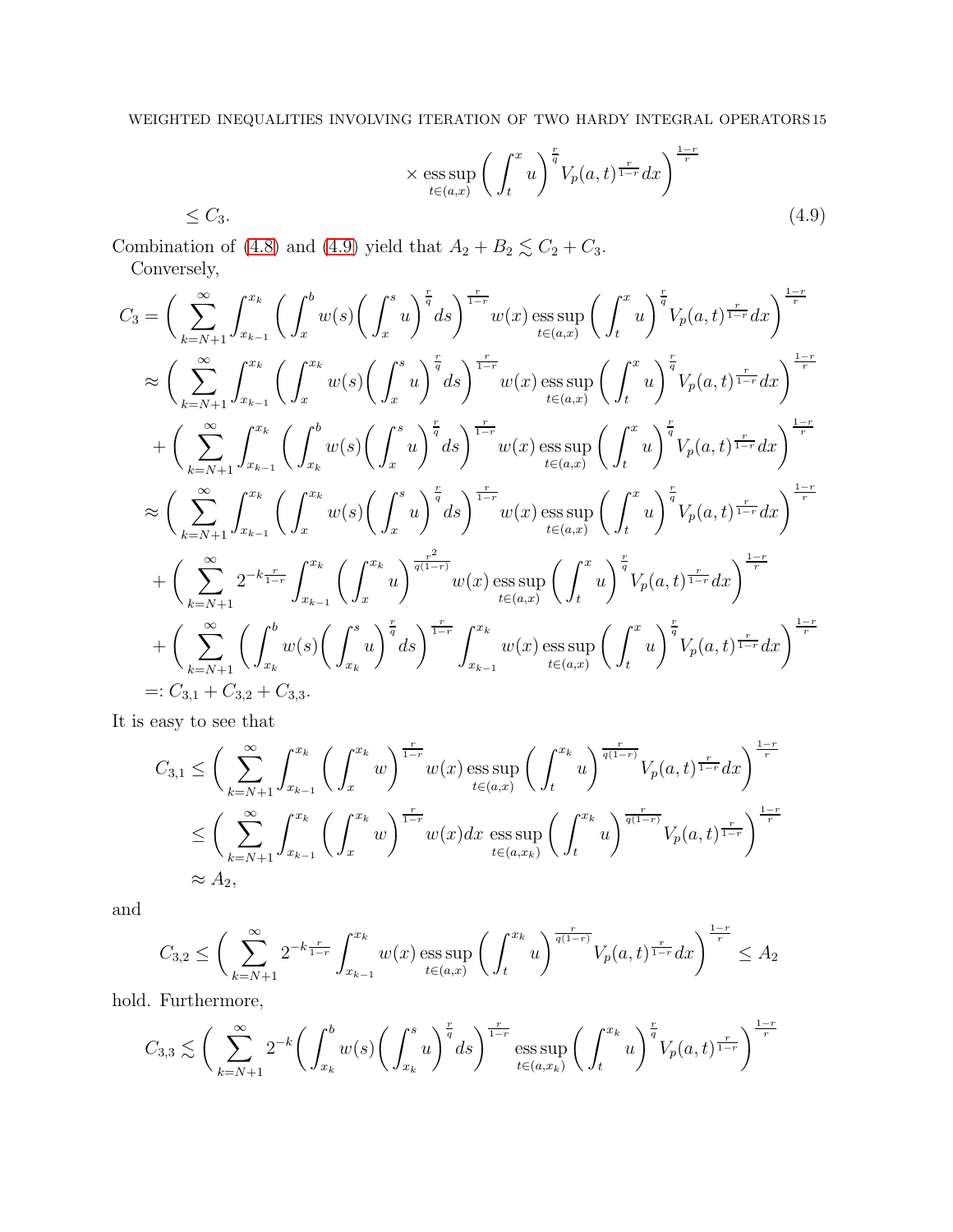$$\times \operatorname*{ess\,sup}_{t\in(a,x)} \bigg( \int_t^x u \bigg)^{\frac{r}{q}} V_p(a,t)^{\frac{r}{1-r}} dx \bigg)^{\frac{1-r}{r}}$$

$$\leq C_3. \tag{4.9}$$

Combination of (4.8) and (4.9) yield that $A_2 + B_2 \lesssim C_2 + C_3$.

Conversely,

$$
\begin{aligned}
C_3 &= \bigg( \sum_{k=N+1}^{\infty} \int_{x_{k-1}}^{x_k} \bigg( \int_x^b w(s) \bigg( \int_x^s u \bigg)^{\frac{r}{q}} ds \bigg)^{\frac{r}{1-r}} w(x) \operatorname*{ess\,sup}_{t\in(a,x)} \bigg( \int_t^x u \bigg)^{\frac{r}{q}} V_p(a,t)^{\frac{r}{1-r}} dx \bigg)^{\frac{1-r}{r}} \\
&\approx \bigg( \sum_{k=N+1}^{\infty} \int_{x_{k-1}}^{x_k} \bigg( \int_x^{x_k} w(s) \bigg( \int_x^s u \bigg)^{\frac{r}{q}} ds \bigg)^{\frac{r}{1-r}} w(x) \operatorname*{ess\,sup}_{t\in(a,x)} \bigg( \int_t^x u \bigg)^{\frac{r}{q}} V_p(a,t)^{\frac{r}{1-r}} dx \bigg)^{\frac{1-r}{r}} \\
&\quad + \bigg( \sum_{k=N+1}^{\infty} \int_{x_{k-1}}^{x_k} \bigg( \int_{x_k}^b w(s) \bigg( \int_x^s u \bigg)^{\frac{r}{q}} ds \bigg)^{\frac{r}{1-r}} w(x) \operatorname*{ess\,sup}_{t\in(a,x)} \bigg( \int_t^x u \bigg)^{\frac{r}{q}} V_p(a,t)^{\frac{r}{1-r}} dx \bigg)^{\frac{1-r}{r}} \\
&\approx \bigg( \sum_{k=N+1}^{\infty} \int_{x_{k-1}}^{x_k} \bigg( \int_x^{x_k} w(s) \bigg( \int_x^s u \bigg)^{\frac{r}{q}} ds \bigg)^{\frac{r}{1-r}} w(x) \operatorname*{ess\,sup}_{t\in(a,x)} \bigg( \int_t^x u \bigg)^{\frac{r}{q}} V_p(a,t)^{\frac{r}{1-r}} dx \bigg)^{\frac{1-r}{r}} \\
&\quad + \bigg( \sum_{k=N+1}^{\infty} 2^{-k\frac{r}{1-r}} \int_{x_{k-1}}^{x_k} \bigg( \int_x^{x_k} u \bigg)^{\frac{r^2}{q(1-r)}} w(x) \operatorname*{ess\,sup}_{t\in(a,x)} \bigg( \int_t^x u \bigg)^{\frac{r}{q}} V_p(a,t)^{\frac{r}{1-r}} dx \bigg)^{\frac{1-r}{r}} \\
&\quad + \bigg( \sum_{k=N+1}^{\infty} \bigg( \int_{x_k}^b w(s) \bigg( \int_{x_k}^s u \bigg)^{\frac{r}{q}} ds \bigg)^{\frac{r}{1-r}} \int_{x_{k-1}}^{x_k} w(x) \operatorname*{ess\,sup}_{t\in(a,x)} \bigg( \int_t^x u \bigg)^{\frac{r}{q}} V_p(a,t)^{\frac{r}{1-r}} dx \bigg)^{\frac{1-r}{r}} \\
&=: C_{3,1} + C_{3,2} + C_{3,3}.
\end{aligned}
$$

It is easy to see that

$$
\begin{aligned}
C_{3,1} &\leq \bigg( \sum_{k=N+1}^{\infty} \int_{x_{k-1}}^{x_k} \bigg( \int_x^{x_k} w \bigg)^{\frac{r}{1-r}} w(x) \operatorname*{ess\,sup}_{t\in(a,x)} \bigg( \int_t^{x_k} u \bigg)^{\frac{r}{q(1-r)}} V_p(a,t)^{\frac{r}{1-r}} dx \bigg)^{\frac{1-r}{r}} \\
&\leq \bigg( \sum_{k=N+1}^{\infty} \int_{x_{k-1}}^{x_k} \bigg( \int_x^{x_k} w \bigg)^{\frac{r}{1-r}} w(x) dx \operatorname*{ess\,sup}_{t\in(a,x_k)} \bigg( \int_t^{x_k} u \bigg)^{\frac{r}{q(1-r)}} V_p(a,t)^{\frac{r}{1-r}} \bigg)^{\frac{1-r}{r}} \\
&\approx A_2,
\end{aligned}
$$

and

$$C_{3,2} \leq \bigg( \sum_{k=N+1}^{\infty} 2^{-k\frac{r}{1-r}} \int_{x_{k-1}}^{x_k} w(x) \operatorname*{ess\,sup}_{t\in(a,x)} \bigg( \int_t^{x_k} u \bigg)^{\frac{r}{q(1-r)}} V_p(a,t)^{\frac{r}{1-r}} dx \bigg)^{\frac{1-r}{r}} \leq A_2$$

hold. Furthermore,

$$C_{3,3} \lesssim \bigg( \sum_{k=N+1}^{\infty} 2^{-k} \bigg( \int_{x_k}^b w(s) \bigg( \int_{x_k}^s u \bigg)^{\frac{r}{q}} ds \bigg)^{\frac{r}{1-r}} \operatorname*{ess\,sup}_{t\in(a,x_k)} \bigg( \int_t^{x_k} u \bigg)^{\frac{r}{q}} V_p(a,t)^{\frac{r}{1-r}} \bigg)^{\frac{1-r}{r}}$$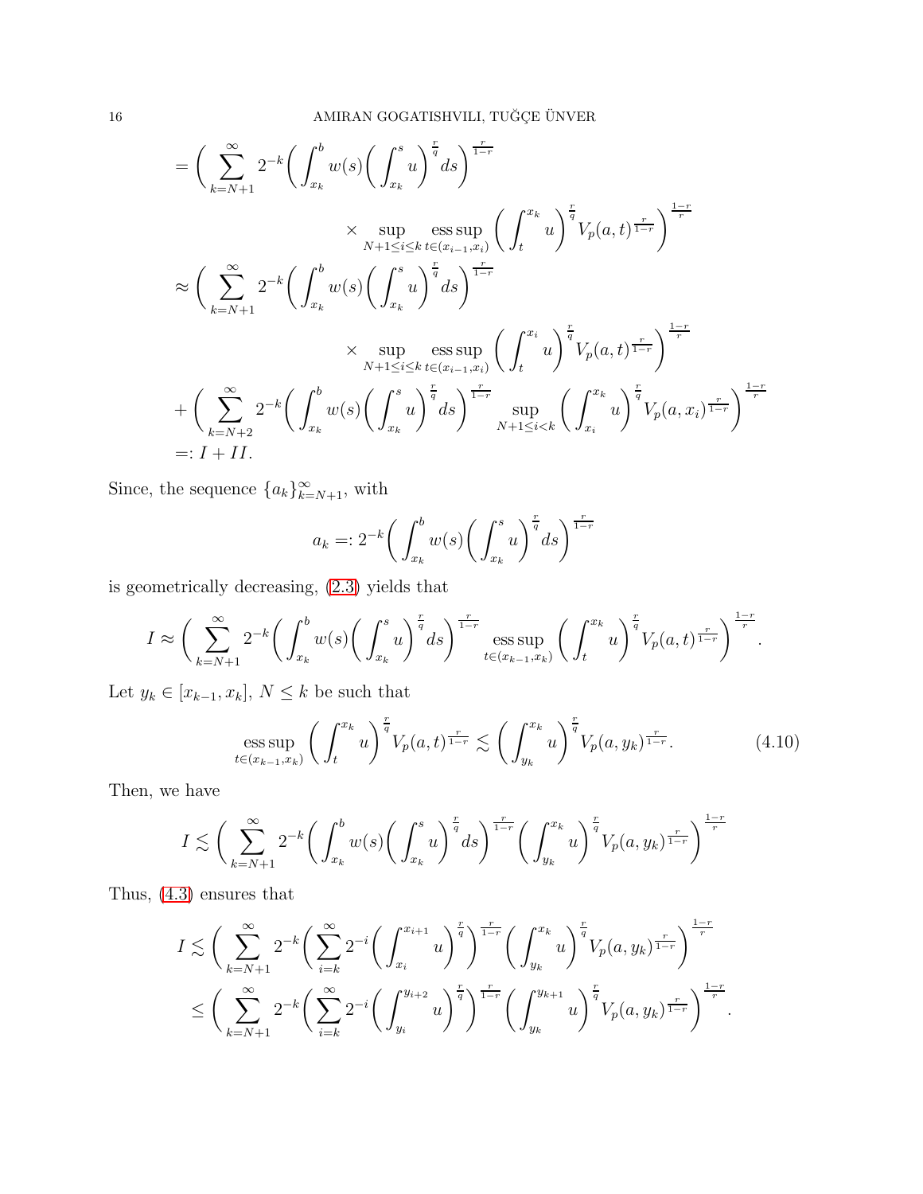$$
\begin{aligned}
&= \Bigg( \sum_{k=N+1}^{\infty} 2^{-k} \bigg( \int_{x_k}^{b} w(s) \bigg( \int_{x_k}^{s} u \bigg)^{\frac{r}{q}} ds \bigg)^{\frac{r}{1-r}} \\
&\qquad\qquad \times \sup_{N+1 \le i \le k} \operatorname*{ess\,sup}_{t \in (x_{i-1}, x_i)} \bigg( \int_t^{x_k} u \bigg)^{\frac{r}{q}} V_p(a,t)^{\frac{r}{1-r}} \Bigg)^{\frac{1-r}{r}} \\
&\approx \Bigg( \sum_{k=N+1}^{\infty} 2^{-k} \bigg( \int_{x_k}^{b} w(s) \bigg( \int_{x_k}^{s} u \bigg)^{\frac{r}{q}} ds \bigg)^{\frac{r}{1-r}} \\
&\qquad\qquad \times \sup_{N+1 \le i \le k} \operatorname*{ess\,sup}_{t \in (x_{i-1}, x_i)} \bigg( \int_t^{x_i} u \bigg)^{\frac{r}{q}} V_p(a,t)^{\frac{r}{1-r}} \Bigg)^{\frac{1-r}{r}} \\
&+ \Bigg( \sum_{k=N+2}^{\infty} 2^{-k} \bigg( \int_{x_k}^{b} w(s) \bigg( \int_{x_k}^{s} u \bigg)^{\frac{r}{q}} ds \bigg)^{\frac{r}{1-r}} \sup_{N+1 \le i < k} \bigg( \int_{x_i}^{x_k} u \bigg)^{\frac{r}{q}} V_p(a,x_i)^{\frac{r}{1-r}} \Bigg)^{\frac{1-r}{r}} \\
&=: I + II.
\end{aligned}
$$

Since, the sequence $\{a_k\}_{k=N+1}^{\infty}$, with

$$
a_k =: 2^{-k} \bigg( \int_{x_k}^{b} w(s) \bigg( \int_{x_k}^{s} u \bigg)^{\frac{r}{q}} ds \bigg)^{\frac{r}{1-r}}
$$

is geometrically decreasing, (2.3) yields that

$$
I \approx \Bigg( \sum_{k=N+1}^{\infty} 2^{-k} \bigg( \int_{x_k}^{b} w(s) \bigg( \int_{x_k}^{s} u \bigg)^{\frac{r}{q}} ds \bigg)^{\frac{r}{1-r}} \operatorname*{ess\,sup}_{t \in (x_{k-1}, x_k)} \bigg( \int_t^{x_k} u \bigg)^{\frac{r}{q}} V_p(a,t)^{\frac{r}{1-r}} \Bigg)^{\frac{1-r}{r}}.
$$

Let $y_k \in [x_{k-1}, x_k]$, $N \le k$ be such that

$$
\operatorname*{ess\,sup}_{t \in (x_{k-1}, x_k)} \bigg( \int_t^{x_k} u \bigg)^{\frac{r}{q}} V_p(a,t)^{\frac{r}{1-r}} \lesssim \bigg( \int_{y_k}^{x_k} u \bigg)^{\frac{r}{q}} V_p(a,y_k)^{\frac{r}{1-r}}. \tag{4.10}
$$

Then, we have

$$
I \lesssim \Bigg( \sum_{k=N+1}^{\infty} 2^{-k} \bigg( \int_{x_k}^{b} w(s) \bigg( \int_{x_k}^{s} u \bigg)^{\frac{r}{q}} ds \bigg)^{\frac{r}{1-r}} \bigg( \int_{y_k}^{x_k} u \bigg)^{\frac{r}{q}} V_p(a,y_k)^{\frac{r}{1-r}} \Bigg)^{\frac{1-r}{r}}
$$

Thus, (4.3) ensures that

$$
\begin{aligned}
I &\lesssim \Bigg( \sum_{k=N+1}^{\infty} 2^{-k} \bigg( \sum_{i=k}^{\infty} 2^{-i} \bigg( \int_{x_i}^{x_{i+1}} u \bigg)^{\frac{r}{q}} \bigg)^{\frac{r}{1-r}} \bigg( \int_{y_k}^{x_k} u \bigg)^{\frac{r}{q}} V_p(a,y_k)^{\frac{r}{1-r}} \Bigg)^{\frac{1-r}{r}} \\
&\le \Bigg( \sum_{k=N+1}^{\infty} 2^{-k} \bigg( \sum_{i=k}^{\infty} 2^{-i} \bigg( \int_{y_i}^{y_{i+2}} u \bigg)^{\frac{r}{q}} \bigg)^{\frac{r}{1-r}} \bigg( \int_{y_k}^{y_{k+1}} u \bigg)^{\frac{r}{q}} V_p(a,y_k)^{\frac{r}{1-r}} \Bigg)^{\frac{1-r}{r}}.
\end{aligned}
$$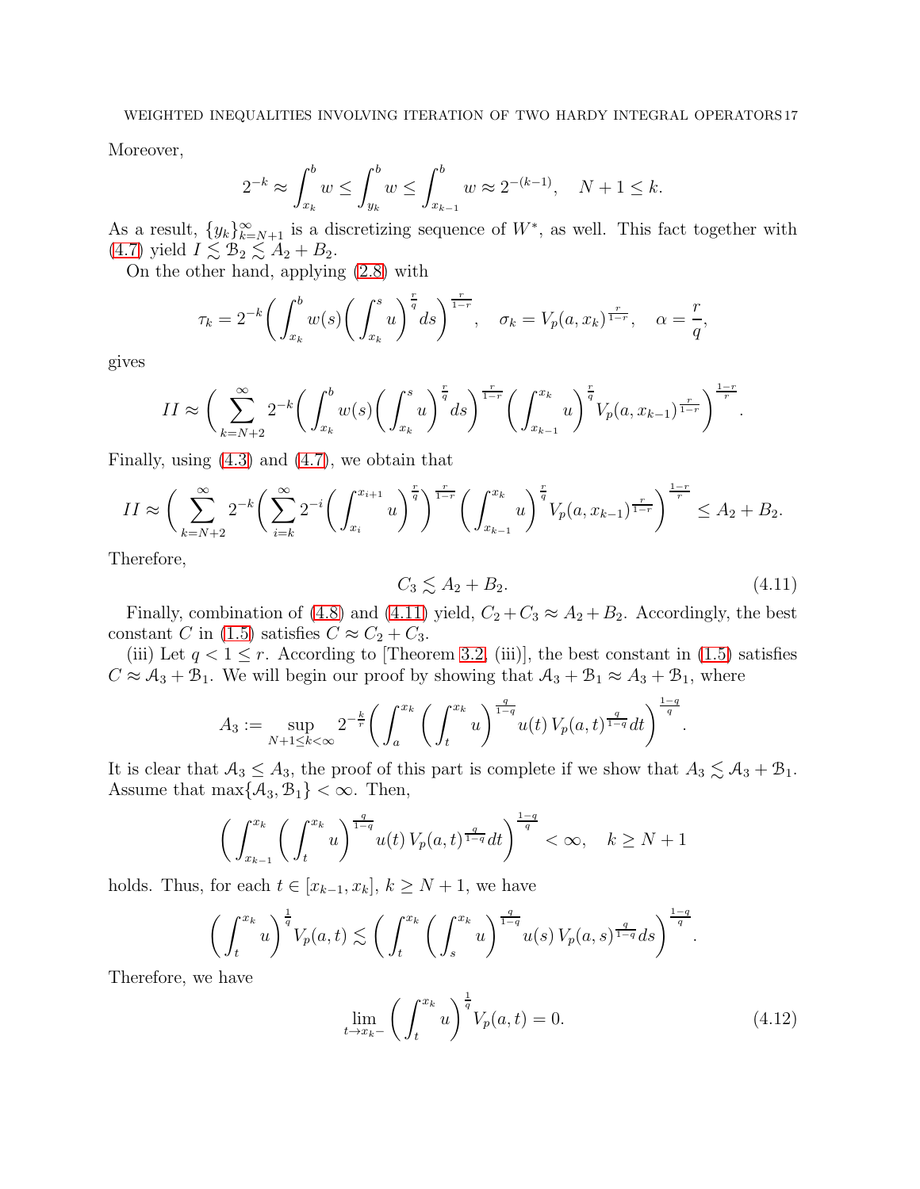Moreover,

$$2^{-k} \approx \int_{x_k}^b w \le \int_{y_k}^b w \le \int_{x_{k-1}}^b w \approx 2^{-(k-1)}, \quad N+1 \le k.$$

As a result, $\{y_k\}_{k=N+1}^\infty$ is a discretizing sequence of $W^*$, as well. This fact together with (4.7) yield $I \lesssim \mathcal{B}_2 \lesssim A_2 + B_2$.

On the other hand, applying (2.8) with

$$\tau_k = 2^{-k}\bigg(\int_{x_k}^b w(s)\bigg(\int_{x_k}^s u\bigg)^{\frac{r}{q}} ds\bigg)^{\frac{r}{1-r}}, \quad \sigma_k = V_p(a,x_k)^{\frac{r}{1-r}}, \quad \alpha = \frac{r}{q},$$

gives

$$II \approx \bigg(\sum_{k=N+2}^\infty 2^{-k}\bigg(\int_{x_k}^b w(s)\bigg(\int_{x_k}^s u\bigg)^{\frac{r}{q}} ds\bigg)^{\frac{r}{1-r}}\bigg(\int_{x_{k-1}}^{x_k} u\bigg)^{\frac{r}{q}} V_p(a,x_{k-1})^{\frac{r}{1-r}}\bigg)^{\frac{1-r}{r}}.$$

Finally, using (4.3) and (4.7), we obtain that

$$II \approx \bigg(\sum_{k=N+2}^\infty 2^{-k}\bigg(\sum_{i=k}^\infty 2^{-i}\bigg(\int_{x_i}^{x_{i+1}} u\bigg)^{\frac{r}{q}}\bigg)^{\frac{r}{1-r}}\bigg(\int_{x_{k-1}}^{x_k} u\bigg)^{\frac{r}{q}} V_p(a,x_{k-1})^{\frac{r}{1-r}}\bigg)^{\frac{1-r}{r}} \le A_2 + B_2.$$

Therefore,

$$C_3 \lesssim A_2 + B_2. \tag{4.11}$$

Finally, combination of (4.8) and (4.11) yield, $C_2 + C_3 \approx A_2 + B_2$. Accordingly, the best constant $C$ in (1.5) satisfies $C \approx C_2 + C_3$.

(iii) Let $q < 1 \le r$. According to [Theorem 3.2, (iii)], the best constant in (1.5) satisfies $C \approx \mathcal{A}_3 + \mathcal{B}_1$. We will begin our proof by showing that $\mathcal{A}_3 + \mathcal{B}_1 \approx A_3 + \mathcal{B}_1$, where

$$A_3 := \sup_{N+1 \le k < \infty} 2^{-\frac{k}{r}}\bigg(\int_a^{x_k}\bigg(\int_t^{x_k} u\bigg)^{\frac{q}{1-q}} u(t)\, V_p(a,t)^{\frac{q}{1-q}} dt\bigg)^{\frac{1-q}{q}}.$$

It is clear that $\mathcal{A}_3 \le A_3$, the proof of this part is complete if we show that $A_3 \lesssim \mathcal{A}_3 + \mathcal{B}_1$. Assume that $\max\{\mathcal{A}_3, \mathcal{B}_1\} < \infty$. Then,

$$\bigg(\int_{x_{k-1}}^{x_k}\bigg(\int_t^{x_k} u\bigg)^{\frac{q}{1-q}} u(t)\, V_p(a,t)^{\frac{q}{1-q}} dt\bigg)^{\frac{1-q}{q}} < \infty, \quad k \ge N+1$$

holds. Thus, for each $t \in [x_{k-1}, x_k]$, $k \ge N+1$, we have

$$\bigg(\int_t^{x_k} u\bigg)^{\frac{1}{q}} V_p(a,t) \lesssim \bigg(\int_t^{x_k}\bigg(\int_s^{x_k} u\bigg)^{\frac{q}{1-q}} u(s)\, V_p(a,s)^{\frac{q}{1-q}} ds\bigg)^{\frac{1-q}{q}}.$$

Therefore, we have

$$\lim_{t \to x_k-}\bigg(\int_t^{x_k} u\bigg)^{\frac{1}{q}} V_p(a,t) = 0. \tag{4.12}$$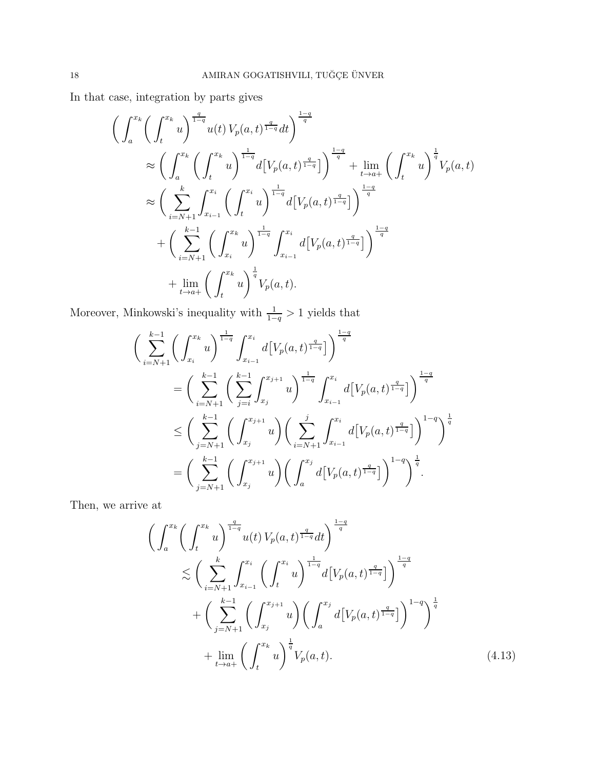In that case, integration by parts gives

$$
\begin{aligned}
\bigg( \int_a^{x_k} \bigg( \int_t^{x_k} u \bigg)^{\frac{q}{1-q}} u(t)\, V_p(a,t)^{\frac{q}{1-q}} dt \bigg)^{\frac{1-q}{q}} & \\
\approx \bigg( \int_a^{x_k} \bigg( \int_t^{x_k} u \bigg)^{\frac{1}{1-q}} d\big[ V_p(a,t)^{\frac{q}{1-q}} \big] \bigg)^{\frac{1-q}{q}} & + \lim_{t \to a+} \bigg( \int_t^{x_k} u \bigg)^{\frac{1}{q}} V_p(a,t) \\
\approx \bigg( \sum_{i=N+1}^{k} \int_{x_{i-1}}^{x_i} \bigg( \int_t^{x_i} u \bigg)^{\frac{1}{1-q}} d\big[ V_p(a,t)^{\frac{q}{1-q}} \big] \bigg)^{\frac{1-q}{q}} & \\
+ \bigg( \sum_{i=N+1}^{k-1} \bigg( \int_{x_i}^{x_k} u \bigg)^{\frac{1}{1-q}} \int_{x_{i-1}}^{x_i} d\big[ V_p(a,t)^{\frac{q}{1-q}} \big] \bigg)^{\frac{1-q}{q}} & \\
+ \lim_{t \to a+} \bigg( \int_t^{x_k} u \bigg)^{\frac{1}{q}} V_p(a,t). &
\end{aligned}
$$

Moreover, Minkowski's inequality with $\frac{1}{1-q} > 1$ yields that

$$
\begin{aligned}
\bigg( \sum_{i=N+1}^{k-1} \bigg( \int_{x_i}^{x_k} u \bigg)^{\frac{1}{1-q}} \int_{x_{i-1}}^{x_i} d\big[ V_p(a,t)^{\frac{q}{1-q}} \big] \bigg)^{\frac{1-q}{q}} & \\
= \bigg( \sum_{i=N+1}^{k-1} \bigg( \sum_{j=i}^{k-1} \int_{x_j}^{x_{j+1}} u \bigg)^{\frac{1}{1-q}} \int_{x_{i-1}}^{x_i} d\big[ V_p(a,t)^{\frac{q}{1-q}} \big] \bigg)^{\frac{1-q}{q}} & \\
\le \bigg( \sum_{j=N+1}^{k-1} \bigg( \int_{x_j}^{x_{j+1}} u \bigg) \bigg( \sum_{i=N+1}^{j} \int_{x_{i-1}}^{x_i} d\big[ V_p(a,t)^{\frac{q}{1-q}} \big] \bigg)^{1-q} \bigg)^{\frac{1}{q}} & \\
= \bigg( \sum_{j=N+1}^{k-1} \bigg( \int_{x_j}^{x_{j+1}} u \bigg) \bigg( \int_a^{x_j} d\big[ V_p(a,t)^{\frac{q}{1-q}} \big] \bigg)^{1-q} \bigg)^{\frac{1}{q}}. &
\end{aligned}
$$

Then, we arrive at

$$
\begin{aligned}
\bigg( \int_a^{x_k} \bigg( \int_t^{x_k} u \bigg)^{\frac{q}{1-q}} u(t)\, V_p(a,t)^{\frac{q}{1-q}} dt \bigg)^{\frac{1-q}{q}} & \\
\lesssim \bigg( \sum_{i=N+1}^{k} \int_{x_{i-1}}^{x_i} \bigg( \int_t^{x_i} u \bigg)^{\frac{1}{1-q}} d\big[ V_p(a,t)^{\frac{q}{1-q}} \big] \bigg)^{\frac{1-q}{q}} & \\
+ \bigg( \sum_{j=N+1}^{k-1} \bigg( \int_{x_j}^{x_{j+1}} u \bigg) \bigg( \int_a^{x_j} d\big[ V_p(a,t)^{\frac{q}{1-q}} \big] \bigg)^{1-q} \bigg)^{\frac{1}{q}} & \\
+ \lim_{t \to a+} \bigg( \int_t^{x_k} u \bigg)^{\frac{1}{q}} V_p(a,t). & \qquad (4.13)
\end{aligned}
$$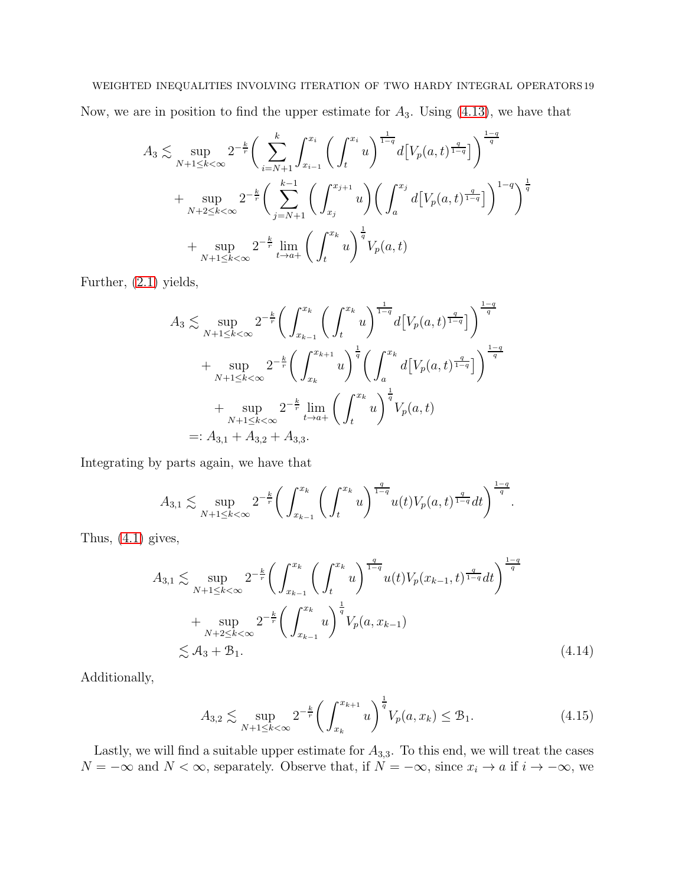Now, we are in position to find the upper estimate for $A_3$. Using (4.13), we have that

$$
\begin{aligned}
A_3 \lesssim & \sup_{N+1\le k<\infty} 2^{-\frac{k}{r}} \bigg( \sum_{i=N+1}^{k} \int_{x_{i-1}}^{x_i} \bigg( \int_t^{x_i} u \bigg)^{\frac{1}{1-q}} d\big[V_p(a,t)^{\frac{q}{1-q}}\big] \bigg)^{\frac{1-q}{q}} \\
& + \sup_{N+2\le k<\infty} 2^{-\frac{k}{r}} \bigg( \sum_{j=N+1}^{k-1} \bigg( \int_{x_j}^{x_{j+1}} u \bigg) \bigg( \int_a^{x_j} d\big[V_p(a,t)^{\frac{q}{1-q}}\big] \bigg)^{1-q} \bigg)^{\frac{1}{q}} \\
& + \sup_{N+1\le k<\infty} 2^{-\frac{k}{r}} \lim_{t\to a+} \bigg( \int_t^{x_k} u \bigg)^{\frac{1}{q}} V_p(a,t)
\end{aligned}
$$

Further, (2.1) yields,

$$
\begin{aligned}
A_3 \lesssim & \sup_{N+1\le k<\infty} 2^{-\frac{k}{r}} \bigg( \int_{x_{k-1}}^{x_k} \bigg( \int_t^{x_k} u \bigg)^{\frac{1}{1-q}} d\big[V_p(a,t)^{\frac{q}{1-q}}\big] \bigg)^{\frac{1-q}{q}} \\
& + \sup_{N+1\le k<\infty} 2^{-\frac{k}{r}} \bigg( \int_{x_k}^{x_{k+1}} u \bigg)^{\frac{1}{q}} \bigg( \int_a^{x_k} d\big[V_p(a,t)^{\frac{q}{1-q}}\big] \bigg)^{\frac{1-q}{q}} \\
& + \sup_{N+1\le k<\infty} 2^{-\frac{k}{r}} \lim_{t\to a+} \bigg( \int_t^{x_k} u \bigg)^{\frac{1}{q}} V_p(a,t) \\
=: & \, A_{3,1} + A_{3,2} + A_{3,3}.
\end{aligned}
$$

Integrating by parts again, we have that

$$
A_{3,1} \lesssim \sup_{N+1\le k<\infty} 2^{-\frac{k}{r}} \bigg( \int_{x_{k-1}}^{x_k} \bigg( \int_t^{x_k} u \bigg)^{\frac{q}{1-q}} u(t) V_p(a,t)^{\frac{q}{1-q}} dt \bigg)^{\frac{1-q}{q}}.
$$

Thus, (4.1) gives,

$$
\begin{aligned}
A_{3,1} \lesssim & \sup_{N+1\le k<\infty} 2^{-\frac{k}{r}} \bigg( \int_{x_{k-1}}^{x_k} \bigg( \int_t^{x_k} u \bigg)^{\frac{q}{1-q}} u(t) V_p(x_{k-1},t)^{\frac{q}{1-q}} dt \bigg)^{\frac{1-q}{q}} \\
& + \sup_{N+2\le k<\infty} 2^{-\frac{k}{r}} \bigg( \int_{x_{k-1}}^{x_k} u \bigg)^{\frac{1}{q}} V_p(a,x_{k-1}) \\
\lesssim & \, \mathcal{A}_3 + \mathcal{B}_1.
\end{aligned}
\tag{4.14}
$$

Additionally,

$$
A_{3,2} \lesssim \sup_{N+1\le k<\infty} 2^{-\frac{k}{r}} \bigg( \int_{x_k}^{x_{k+1}} u \bigg)^{\frac{1}{q}} V_p(a,x_k) \le \mathcal{B}_1. \tag{4.15}
$$

Lastly, we will find a suitable upper estimate for $A_{3,3}$. To this end, we will treat the cases $N=-\infty$ and $N<\infty$, separately. Observe that, if $N=-\infty$, since $x_i \to a$ if $i\to -\infty$, we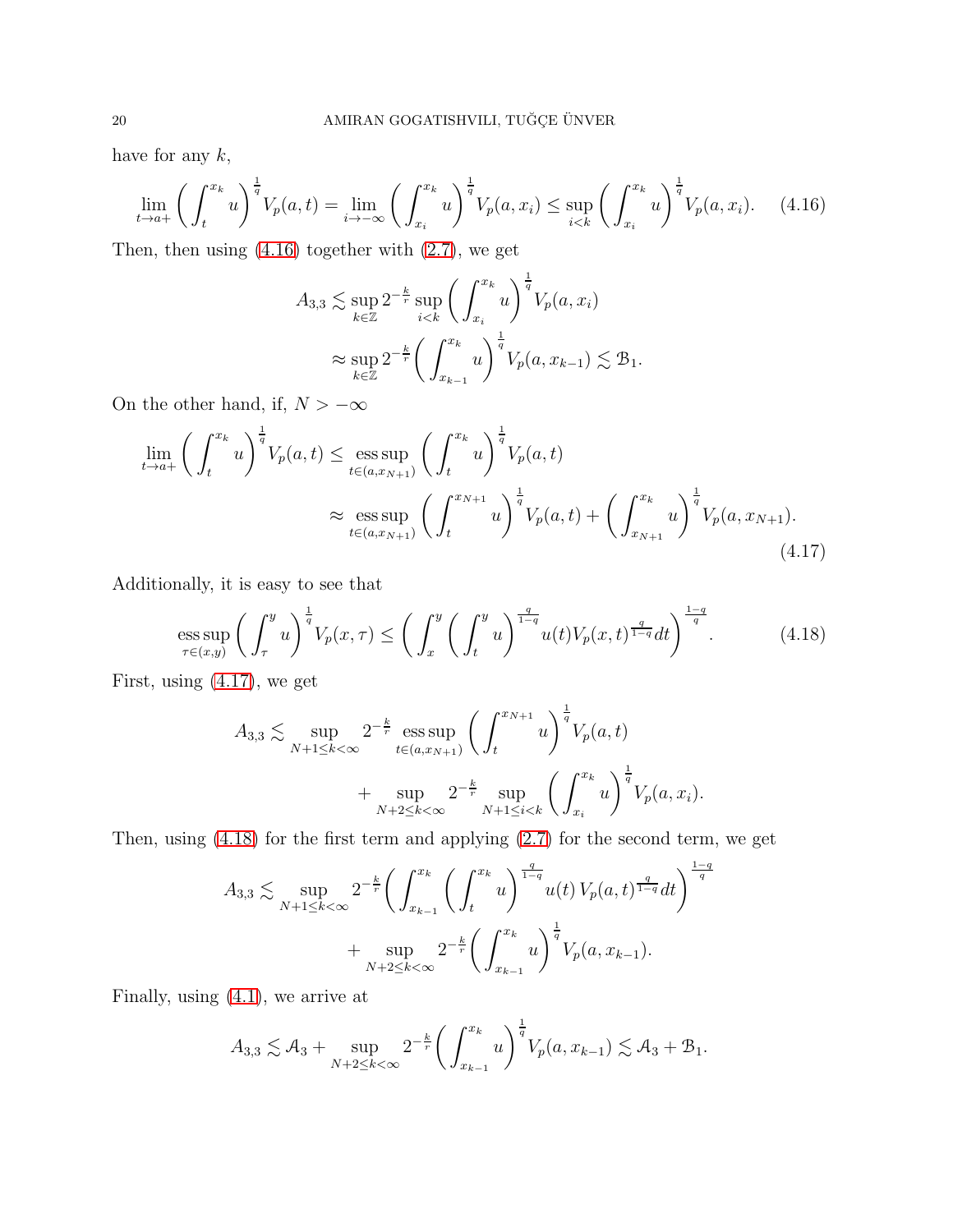have for any $k$,

$$\lim_{t\to a+}\bigg(\int_t^{x_k} u\bigg)^{\frac{1}{q}} V_p(a,t) = \lim_{i\to -\infty}\bigg(\int_{x_i}^{x_k} u\bigg)^{\frac{1}{q}} V_p(a,x_i) \le \sup_{i<k}\bigg(\int_{x_i}^{x_k} u\bigg)^{\frac{1}{q}} V_p(a,x_i). \tag{4.16}$$

Then, then using (4.16) together with (2.7), we get

$$\begin{aligned} A_{3,3} &\lesssim \sup_{k\in\mathbb{Z}} 2^{-\frac{k}{r}} \sup_{i<k}\bigg(\int_{x_i}^{x_k} u\bigg)^{\frac{1}{q}} V_p(a,x_i) \\ &\approx \sup_{k\in\mathbb{Z}} 2^{-\frac{k}{r}}\bigg(\int_{x_{k-1}}^{x_k} u\bigg)^{\frac{1}{q}} V_p(a,x_{k-1}) \lesssim \mathcal{B}_1. \end{aligned}$$

On the other hand, if, $N > -\infty$

$$\begin{aligned} \lim_{t\to a+}\bigg(\int_t^{x_k} u\bigg)^{\frac{1}{q}} V_p(a,t) &\le \operatorname*{ess\,sup}_{t\in(a,x_{N+1})}\bigg(\int_t^{x_k} u\bigg)^{\frac{1}{q}} V_p(a,t) \\ &\approx \operatorname*{ess\,sup}_{t\in(a,x_{N+1})}\bigg(\int_t^{x_{N+1}} u\bigg)^{\frac{1}{q}} V_p(a,t) + \bigg(\int_{x_{N+1}}^{x_k} u\bigg)^{\frac{1}{q}} V_p(a,x_{N+1}). \end{aligned} \tag{4.17}$$

Additionally, it is easy to see that

$$\operatorname*{ess\,sup}_{\tau\in(x,y)}\bigg(\int_\tau^y u\bigg)^{\frac{1}{q}} V_p(x,\tau) \le \bigg(\int_x^y \bigg(\int_t^y u\bigg)^{\frac{q}{1-q}} u(t) V_p(x,t)^{\frac{q}{1-q}} dt\bigg)^{\frac{1-q}{q}}. \tag{4.18}$$

First, using (4.17), we get

$$\begin{aligned} A_{3,3} \lesssim &\sup_{N+1\le k<\infty} 2^{-\frac{k}{r}} \operatorname*{ess\,sup}_{t\in(a,x_{N+1})}\bigg(\int_t^{x_{N+1}} u\bigg)^{\frac{1}{q}} V_p(a,t) \\ &+ \sup_{N+2\le k<\infty} 2^{-\frac{k}{r}} \sup_{N+1\le i<k}\bigg(\int_{x_i}^{x_k} u\bigg)^{\frac{1}{q}} V_p(a,x_i). \end{aligned}$$

Then, using (4.18) for the first term and applying (2.7) for the second term, we get

$$\begin{aligned} A_{3,3} \lesssim &\sup_{N+1\le k<\infty} 2^{-\frac{k}{r}}\bigg(\int_{x_{k-1}}^{x_k}\bigg(\int_t^{x_k} u\bigg)^{\frac{q}{1-q}} u(t)\, V_p(a,t)^{\frac{q}{1-q}} dt\bigg)^{\frac{1-q}{q}} \\ &+ \sup_{N+2\le k<\infty} 2^{-\frac{k}{r}}\bigg(\int_{x_{k-1}}^{x_k} u\bigg)^{\frac{1}{q}} V_p(a,x_{k-1}). \end{aligned}$$

Finally, using (4.1), we arrive at

$$A_{3,3} \lesssim \mathcal{A}_3 + \sup_{N+2\le k<\infty} 2^{-\frac{k}{r}}\bigg(\int_{x_{k-1}}^{x_k} u\bigg)^{\frac{1}{q}} V_p(a,x_{k-1}) \lesssim \mathcal{A}_3 + \mathcal{B}_1.$$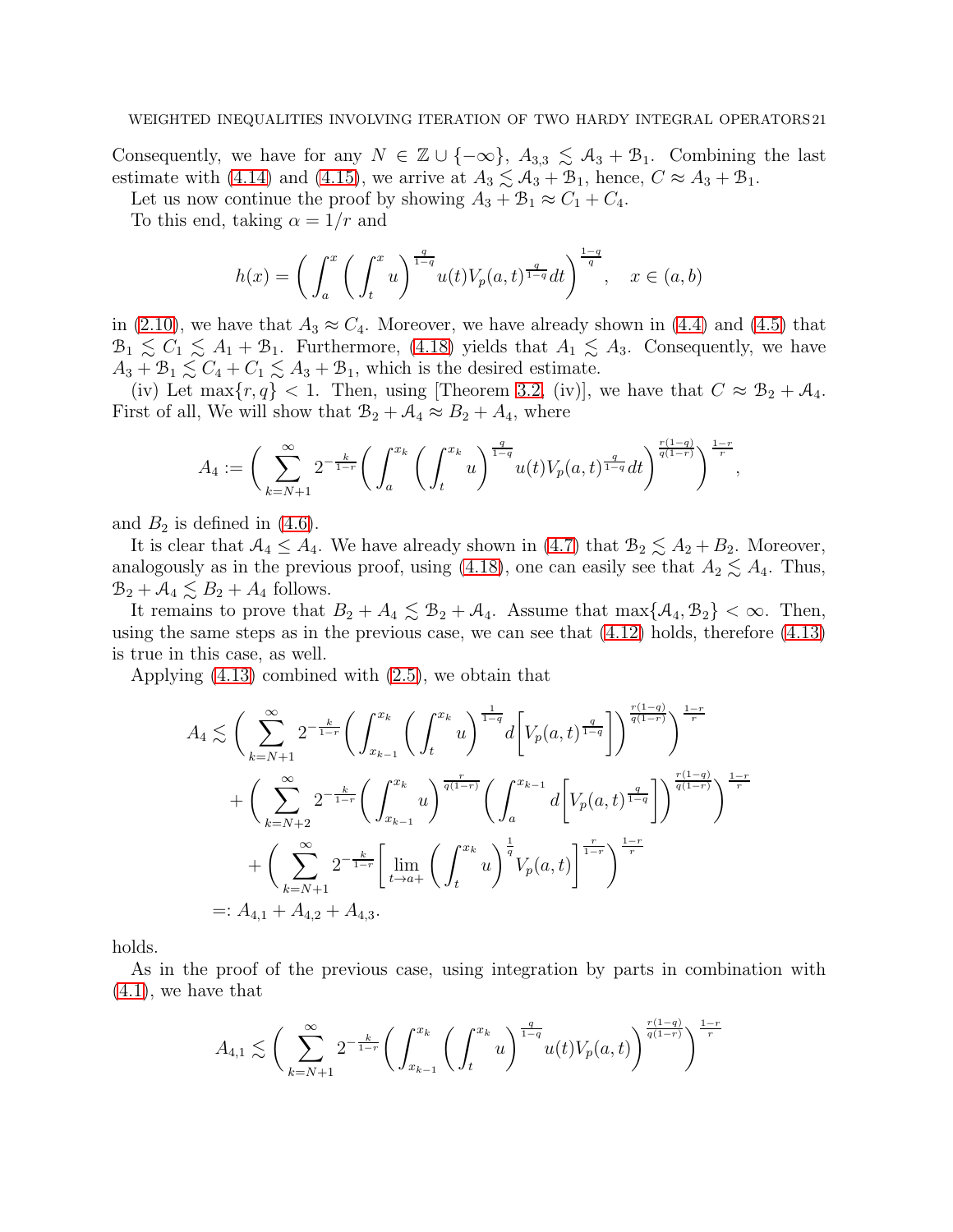Consequently, we have for any $N \in \mathbb{Z} \cup \{-\infty\}$, $A_{3,3} \lesssim \mathcal{A}_3 + \mathcal{B}_1$. Combining the last estimate with (4.14) and (4.15), we arrive at $A_3 \lesssim \mathcal{A}_3 + \mathcal{B}_1$, hence, $C \approx A_3 + \mathcal{B}_1$.

Let us now continue the proof by showing $A_3 + \mathcal{B}_1 \approx C_1 + C_4$.

To this end, taking $\alpha = 1/r$ and

$$h(x) = \bigg( \int_a^x \bigg( \int_t^x u \bigg)^{\frac{q}{1-q}} u(t) V_p(a,t)^{\frac{q}{1-q}} dt \bigg)^{\frac{1-q}{q}}, \quad x \in (a,b)$$

in (2.10), we have that $A_3 \approx C_4$. Moreover, we have already shown in (4.4) and (4.5) that $\mathcal{B}_1 \lesssim C_1 \lesssim A_1 + \mathcal{B}_1$. Furthermore, (4.18) yields that $A_1 \lesssim A_3$. Consequently, we have $A_3 + \mathcal{B}_1 \lesssim C_4 + C_1 \lesssim A_3 + \mathcal{B}_1$, which is the desired estimate.

(iv) Let $\max\{r,q\} < 1$. Then, using [Theorem 3.2, (iv)], we have that $C \approx \mathcal{B}_2 + \mathcal{A}_4$. First of all, We will show that $\mathcal{B}_2 + \mathcal{A}_4 \approx B_2 + A_4$, where

$$A_4 := \bigg( \sum_{k=N+1}^{\infty} 2^{-\frac{k}{1-r}} \bigg( \int_a^{x_k} \bigg( \int_t^{x_k} u \bigg)^{\frac{q}{1-q}} u(t) V_p(a,t)^{\frac{q}{1-q}} dt \bigg)^{\frac{r(1-q)}{q(1-r)}} \bigg)^{\frac{1-r}{r}},$$

and $B_2$ is defined in (4.6).

It is clear that $\mathcal{A}_4 \le A_4$. We have already shown in (4.7) that $\mathcal{B}_2 \lesssim A_2 + B_2$. Moreover, analogously as in the previous proof, using (4.18), one can easily see that $A_2 \lesssim A_4$. Thus, $\mathcal{B}_2 + \mathcal{A}_4 \lesssim B_2 + A_4$ follows.

It remains to prove that $B_2 + A_4 \lesssim \mathcal{B}_2 + \mathcal{A}_4$. Assume that $\max\{\mathcal{A}_4, \mathcal{B}_2\} < \infty$. Then, using the same steps as in the previous case, we can see that (4.12) holds, therefore (4.13) is true in this case, as well.

Applying (4.13) combined with (2.5), we obtain that

$$\begin{aligned}
A_4 &\lesssim \bigg( \sum_{k=N+1}^{\infty} 2^{-\frac{k}{1-r}} \bigg( \int_{x_{k-1}}^{x_k} \bigg( \int_t^{x_k} u \bigg)^{\frac{1}{1-q}} d\bigg[ V_p(a,t)^{\frac{q}{1-q}} \bigg] \bigg)^{\frac{r(1-q)}{q(1-r)}} \bigg)^{\frac{1-r}{r}} \\
&\quad + \bigg( \sum_{k=N+2}^{\infty} 2^{-\frac{k}{1-r}} \bigg( \int_{x_{k-1}}^{x_k} u \bigg)^{\frac{r}{q(1-r)}} \bigg( \int_a^{x_{k-1}} d\bigg[ V_p(a,t)^{\frac{q}{1-q}} \bigg] \bigg)^{\frac{r(1-q)}{q(1-r)}} \bigg)^{\frac{1-r}{r}} \\
&\quad + \bigg( \sum_{k=N+1}^{\infty} 2^{-\frac{k}{1-r}} \bigg[ \lim_{t \to a+} \bigg( \int_t^{x_k} u \bigg)^{\frac{1}{q}} V_p(a,t) \bigg]^{\frac{r}{1-r}} \bigg)^{\frac{1-r}{r}} \\
&=: A_{4,1} + A_{4,2} + A_{4,3}.
\end{aligned}$$

holds.

As in the proof of the previous case, using integration by parts in combination with (4.1), we have that

$$A_{4,1} \lesssim \bigg( \sum_{k=N+1}^{\infty} 2^{-\frac{k}{1-r}} \bigg( \int_{x_{k-1}}^{x_k} \bigg( \int_t^{x_k} u \bigg)^{\frac{q}{1-q}} u(t) V_p(a,t) \bigg)^{\frac{r(1-q)}{q(1-r)}} \bigg)^{\frac{1-r}{r}}$$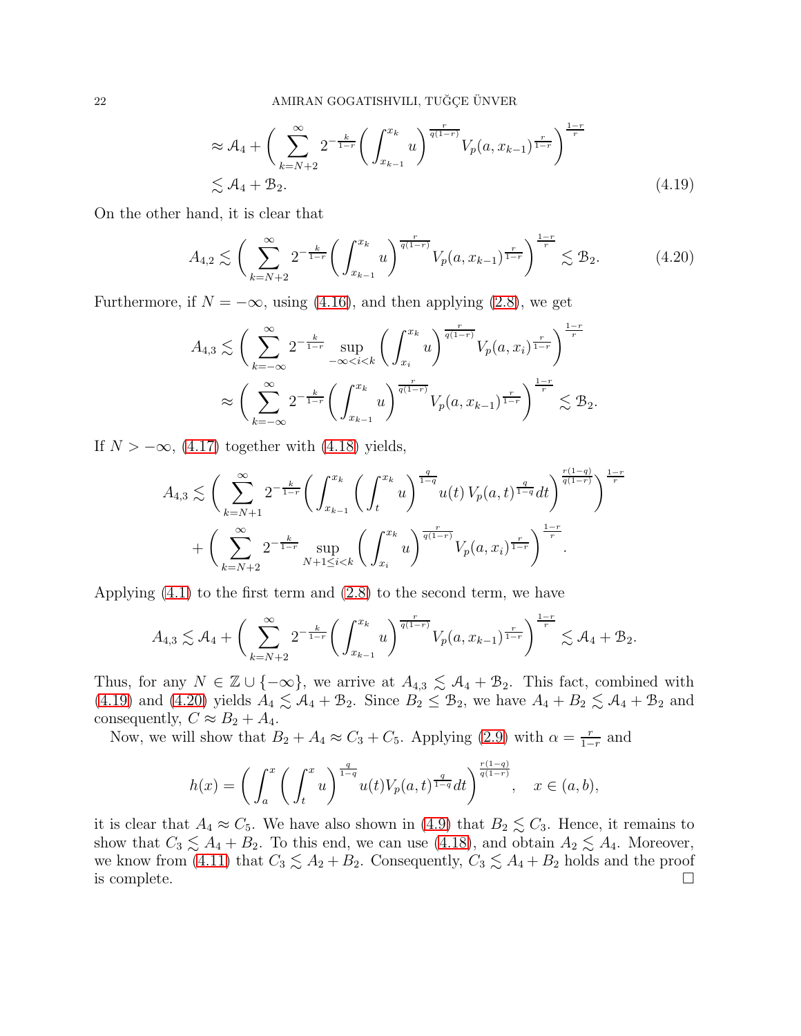$$\approx \mathcal{A}_4 + \bigg( \sum_{k=N+2}^{\infty} 2^{-\frac{k}{1-r}} \bigg( \int_{x_{k-1}}^{x_k} u \bigg)^{\frac{r}{q(1-r)}} V_p(a, x_{k-1})^{\frac{r}{1-r}} \bigg)^{\frac{1-r}{r}}$$

$$\lesssim \mathcal{A}_4 + \mathcal{B}_2. \tag{4.19}$$

On the other hand, it is clear that

$$A_{4,2} \lesssim \bigg( \sum_{k=N+2}^{\infty} 2^{-\frac{k}{1-r}} \bigg( \int_{x_{k-1}}^{x_k} u \bigg)^{\frac{r}{q(1-r)}} V_p(a, x_{k-1})^{\frac{r}{1-r}} \bigg)^{\frac{1-r}{r}} \lesssim \mathcal{B}_2. \tag{4.20}$$

Furthermore, if $N = -\infty$, using (4.16), and then applying (2.8), we get

$$A_{4,3} \lesssim \bigg( \sum_{k=-\infty}^{\infty} 2^{-\frac{k}{1-r}} \sup_{-\infty < i < k} \bigg( \int_{x_i}^{x_k} u \bigg)^{\frac{r}{q(1-r)}} V_p(a, x_i)^{\frac{r}{1-r}} \bigg)^{\frac{1-r}{r}}$$

$$\approx \bigg( \sum_{k=-\infty}^{\infty} 2^{-\frac{k}{1-r}} \bigg( \int_{x_{k-1}}^{x_k} u \bigg)^{\frac{r}{q(1-r)}} V_p(a, x_{k-1})^{\frac{r}{1-r}} \bigg)^{\frac{1-r}{r}} \lesssim \mathcal{B}_2.$$

If $N > -\infty$, (4.17) together with (4.18) yields,

$$A_{4,3} \lesssim \bigg( \sum_{k=N+1}^{\infty} 2^{-\frac{k}{1-r}} \bigg( \int_{x_{k-1}}^{x_k} \bigg( \int_t^{x_k} u \bigg)^{\frac{q}{1-q}} u(t)\, V_p(a,t)^{\frac{q}{1-q}} dt \bigg)^{\frac{r(1-q)}{q(1-r)}} \bigg)^{\frac{1-r}{r}}$$

$$+ \bigg( \sum_{k=N+2}^{\infty} 2^{-\frac{k}{1-r}} \sup_{N+1 \le i < k} \bigg( \int_{x_i}^{x_k} u \bigg)^{\frac{r}{q(1-r)}} V_p(a, x_i)^{\frac{r}{1-r}} \bigg)^{\frac{1-r}{r}}.$$

Applying (4.1) to the first term and (2.8) to the second term, we have

$$A_{4,3} \lesssim \mathcal{A}_4 + \bigg( \sum_{k=N+2}^{\infty} 2^{-\frac{k}{1-r}} \bigg( \int_{x_{k-1}}^{x_k} u \bigg)^{\frac{r}{q(1-r)}} V_p(a, x_{k-1})^{\frac{r}{1-r}} \bigg)^{\frac{1-r}{r}} \lesssim \mathcal{A}_4 + \mathcal{B}_2.$$

Thus, for any $N \in \mathbb{Z} \cup \{-\infty\}$, we arrive at $A_{4,3} \lesssim \mathcal{A}_4 + \mathcal{B}_2$. This fact, combined with (4.19) and (4.20) yields $A_4 \lesssim \mathcal{A}_4 + \mathcal{B}_2$. Since $B_2 \le \mathcal{B}_2$, we have $A_4 + B_2 \lesssim \mathcal{A}_4 + \mathcal{B}_2$ and consequently, $C \approx B_2 + A_4$.

Now, we will show that $B_2 + A_4 \approx C_3 + C_5$. Applying (2.9) with $\alpha = \frac{r}{1-r}$ and

$$h(x) = \bigg( \int_a^x \bigg( \int_t^x u \bigg)^{\frac{q}{1-q}} u(t) V_p(a,t)^{\frac{q}{1-q}} dt \bigg)^{\frac{r(1-q)}{q(1-r)}}, \quad x \in (a,b),$$

it is clear that $A_4 \approx C_5$. We have also shown in (4.9) that $B_2 \lesssim C_3$. Hence, it remains to show that $C_3 \lesssim A_4 + B_2$. To this end, we can use (4.18), and obtain $A_2 \lesssim A_4$. Moreover, we know from (4.11) that $C_3 \lesssim A_2 + B_2$. Consequently, $C_3 \lesssim A_4 + B_2$ holds and the proof is complete. $\square$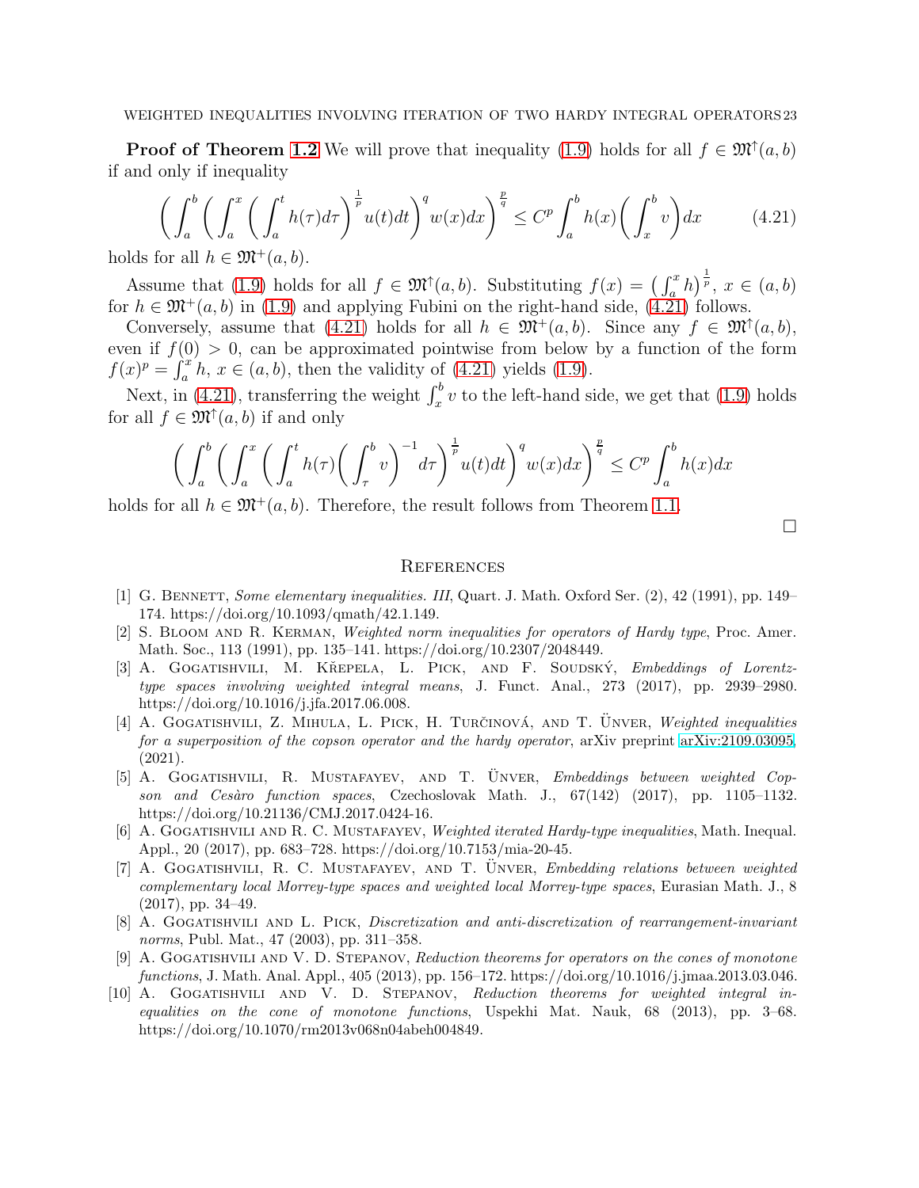**Proof of Theorem 1.2** We will prove that inequality (1.9) holds for all $f \in \mathfrak{M}^{\uparrow}(a,b)$ if and only if inequality

$$\left( \int_a^b \left( \int_a^x \left( \int_a^t h(\tau) d\tau \right)^{\frac{1}{p}} u(t) dt \right)^q w(x) dx \right)^{\frac{p}{q}} \le C^p \int_a^b h(x) \left( \int_x^b v \right) dx \tag{4.21}$$

holds for all $h \in \mathfrak{M}^+(a,b)$.

Assume that (1.9) holds for all $f \in \mathfrak{M}^{\uparrow}(a,b)$. Substituting $f(x) = \left( \int_a^x h \right)^{\frac{1}{p}}$, $x \in (a,b)$ for $h \in \mathfrak{M}^+(a,b)$ in (1.9) and applying Fubini on the right-hand side, (4.21) follows.

Conversely, assume that (4.21) holds for all $h \in \mathfrak{M}^+(a,b)$. Since any $f \in \mathfrak{M}^{\uparrow}(a,b)$, even if $f(0) > 0$, can be approximated pointwise from below by a function of the form $f(x)^p = \int_a^x h$, $x \in (a,b)$, then the validity of (4.21) yields (1.9).

Next, in (4.21), transferring the weight $\int_x^b v$ to the left-hand side, we get that (1.9) holds for all $f \in \mathfrak{M}^{\uparrow}(a,b)$ if and only

$$\left( \int_a^b \left( \int_a^x \left( \int_a^t h(\tau) \left( \int_\tau^b v \right)^{-1} d\tau \right)^{\frac{1}{p}} u(t) dt \right)^q w(x) dx \right)^{\frac{p}{q}} \le C^p \int_a^b h(x) dx$$

holds for all $h \in \mathfrak{M}^+(a,b)$. Therefore, the result follows from Theorem 1.1.

$\square$

## References

[1] G. Bennett, *Some elementary inequalities. III*, Quart. J. Math. Oxford Ser. (2), 42 (1991), pp. 149–174. https://doi.org/10.1093/qmath/42.1.149.

[2] S. Bloom and R. Kerman, *Weighted norm inequalities for operators of Hardy type*, Proc. Amer. Math. Soc., 113 (1991), pp. 135–141. https://doi.org/10.2307/2048449.

[3] A. Gogatishvili, M. Křepela, L. Pick, and F. Soudský, *Embeddings of Lorentz-type spaces involving weighted integral means*, J. Funct. Anal., 273 (2017), pp. 2939–2980. https://doi.org/10.1016/j.jfa.2017.06.008.

[4] A. Gogatishvili, Z. Mihula, L. Pick, H. Turčinová, and T. Ünver, *Weighted inequalities for a superposition of the copson operator and the hardy operator*, arXiv preprint arXiv:2109.03095, (2021).

[5] A. Gogatishvili, R. Mustafayev, and T. Ünver, *Embeddings between weighted Copson and Cesàro function spaces*, Czechoslovak Math. J., 67(142) (2017), pp. 1105–1132. https://doi.org/10.21136/CMJ.2017.0424-16.

[6] A. Gogatishvili and R. C. Mustafayev, *Weighted iterated Hardy-type inequalities*, Math. Inequal. Appl., 20 (2017), pp. 683–728. https://doi.org/10.7153/mia-20-45.

[7] A. Gogatishvili, R. C. Mustafayev, and T. Ünver, *Embedding relations between weighted complementary local Morrey-type spaces and weighted local Morrey-type spaces*, Eurasian Math. J., 8 (2017), pp. 34–49.

[8] A. Gogatishvili and L. Pick, *Discretization and anti-discretization of rearrangement-invariant norms*, Publ. Mat., 47 (2003), pp. 311–358.

[9] A. Gogatishvili and V. D. Stepanov, *Reduction theorems for operators on the cones of monotone functions*, J. Math. Anal. Appl., 405 (2013), pp. 156–172. https://doi.org/10.1016/j.jmaa.2013.03.046.

[10] A. Gogatishvili and V. D. Stepanov, *Reduction theorems for weighted integral inequalities on the cone of monotone functions*, Uspekhi Mat. Nauk, 68 (2013), pp. 3–68. https://doi.org/10.1070/rm2013v068n04abeh004849.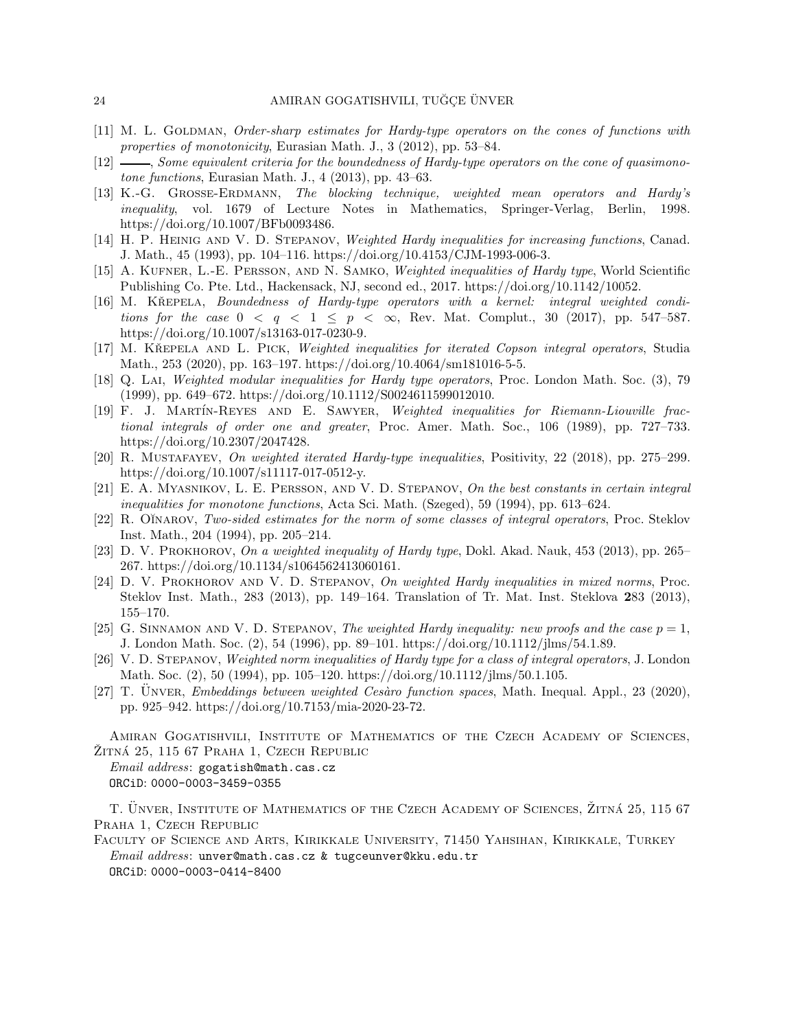[11] M. L. Goldman, *Order-sharp estimates for Hardy-type operators on the cones of functions with properties of monotonicity*, Eurasian Math. J., 3 (2012), pp. 53–84.

[12] ———, *Some equivalent criteria for the boundedness of Hardy-type operators on the cone of quasimonotone functions*, Eurasian Math. J., 4 (2013), pp. 43–63.

[13] K.-G. Grosse-Erdmann, *The blocking technique, weighted mean operators and Hardy's inequality*, vol. 1679 of Lecture Notes in Mathematics, Springer-Verlag, Berlin, 1998. https://doi.org/10.1007/BFb0093486.

[14] H. P. Heinig and V. D. Stepanov, *Weighted Hardy inequalities for increasing functions*, Canad. J. Math., 45 (1993), pp. 104–116. https://doi.org/10.4153/CJM-1993-006-3.

[15] A. Kufner, L.-E. Persson, and N. Samko, *Weighted inequalities of Hardy type*, World Scientific Publishing Co. Pte. Ltd., Hackensack, NJ, second ed., 2017. https://doi.org/10.1142/10052.

[16] M. Křepela, *Boundedness of Hardy-type operators with a kernel: integral weighted conditions for the case $0 < q < 1 \leq p < \infty$*, Rev. Mat. Complut., 30 (2017), pp. 547–587. https://doi.org/10.1007/s13163-017-0230-9.

[17] M. Křepela and L. Pick, *Weighted inequalities for iterated Copson integral operators*, Studia Math., 253 (2020), pp. 163–197. https://doi.org/10.4064/sm181016-5-5.

[18] Q. Lai, *Weighted modular inequalities for Hardy type operators*, Proc. London Math. Soc. (3), 79 (1999), pp. 649–672. https://doi.org/10.1112/S0024611599012010.

[19] F. J. Martín-Reyes and E. Sawyer, *Weighted inequalities for Riemann-Liouville fractional integrals of order one and greater*, Proc. Amer. Math. Soc., 106 (1989), pp. 727–733. https://doi.org/10.2307/2047428.

[20] R. Mustafayev, *On weighted iterated Hardy-type inequalities*, Positivity, 22 (2018), pp. 275–299. https://doi.org/10.1007/s11117-017-0512-y.

[21] E. A. Myasnikov, L. E. Persson, and V. D. Stepanov, *On the best constants in certain integral inequalities for monotone functions*, Acta Sci. Math. (Szeged), 59 (1994), pp. 613–624.

[22] R. Oĭnarov, *Two-sided estimates for the norm of some classes of integral operators*, Proc. Steklov Inst. Math., 204 (1994), pp. 205–214.

[23] D. V. Prokhorov, *On a weighted inequality of Hardy type*, Dokl. Akad. Nauk, 453 (2013), pp. 265–267. https://doi.org/10.1134/s1064562413060161.

[24] D. V. Prokhorov and V. D. Stepanov, *On weighted Hardy inequalities in mixed norms*, Proc. Steklov Inst. Math., 283 (2013), pp. 149–164. Translation of Tr. Mat. Inst. Steklova **2**83 (2013), 155–170.

[25] G. Sinnamon and V. D. Stepanov, *The weighted Hardy inequality: new proofs and the case $p = 1$*, J. London Math. Soc. (2), 54 (1996), pp. 89–101. https://doi.org/10.1112/jlms/54.1.89.

[26] V. D. Stepanov, *Weighted norm inequalities of Hardy type for a class of integral operators*, J. London Math. Soc. (2), 50 (1994), pp. 105–120. https://doi.org/10.1112/jlms/50.1.105.

[27] T. Ünver, *Embeddings between weighted Cesàro function spaces*, Math. Inequal. Appl., 23 (2020), pp. 925–942. https://doi.org/10.7153/mia-2020-23-72.

Amiran Gogatishvili, Institute of Mathematics of the Czech Academy of Sciences, Žitná 25, 115 67 Praha 1, Czech Republic

*Email address*: gogatish@math.cas.cz
ORCiD: 0000-0003-3459-0355

T. Ünver, Institute of Mathematics of the Czech Academy of Sciences, Žitná 25, 115 67 Praha 1, Czech Republic

Faculty of Science and Arts, Kirikkale University, 71450 Yahsihan, Kirikkale, Turkey
*Email address*: unver@math.cas.cz & tugceunver@kku.edu.tr
ORCiD: 0000-0003-0414-8400